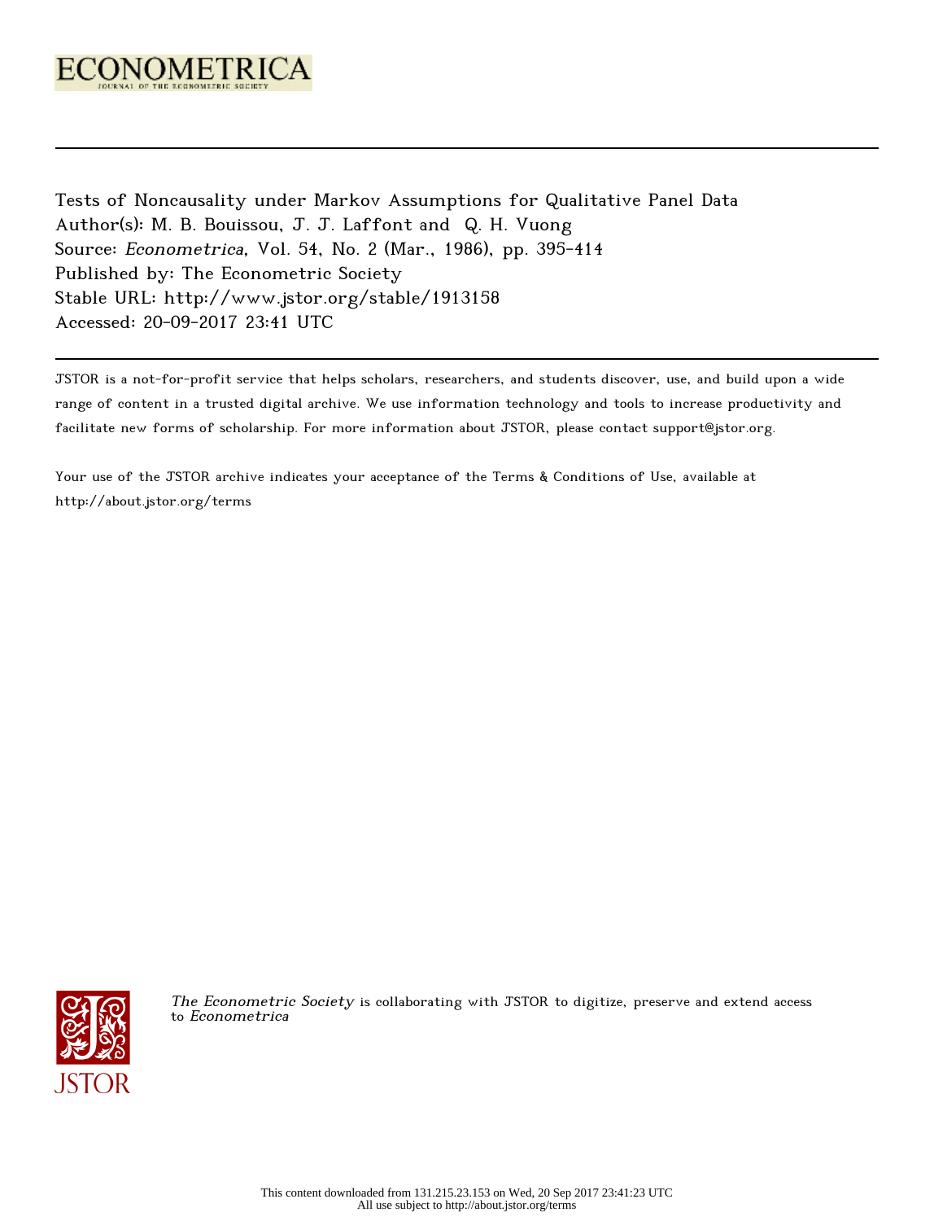ECONOMETRICA

JOURNAL OF THE ECONOMETRIC SOCIETY

Tests of Noncausality under Markov Assumptions for Qualitative Panel Data

Author(s): M. B. Bouissou, J. J. Laffont and Q. H. Vuong

Source: *Econometrica*, Vol. 54, No. 2 (Mar., 1986), pp. 395-414

Published by: The Econometric Society

Stable URL: http://www.jstor.org/stable/1913158

Accessed: 20-09-2017 23:41 UTC

JSTOR is a not-for-profit service that helps scholars, researchers, and students discover, use, and build upon a wide range of content in a trusted digital archive. We use information technology and tools to increase productivity and facilitate new forms of scholarship. For more information about JSTOR, please contact support@jstor.org.

Your use of the JSTOR archive indicates your acceptance of the Terms & Conditions of Use, available at http://about.jstor.org/terms

*The Econometric Society* is collaborating with JSTOR to digitize, preserve and extend access to *Econometrica*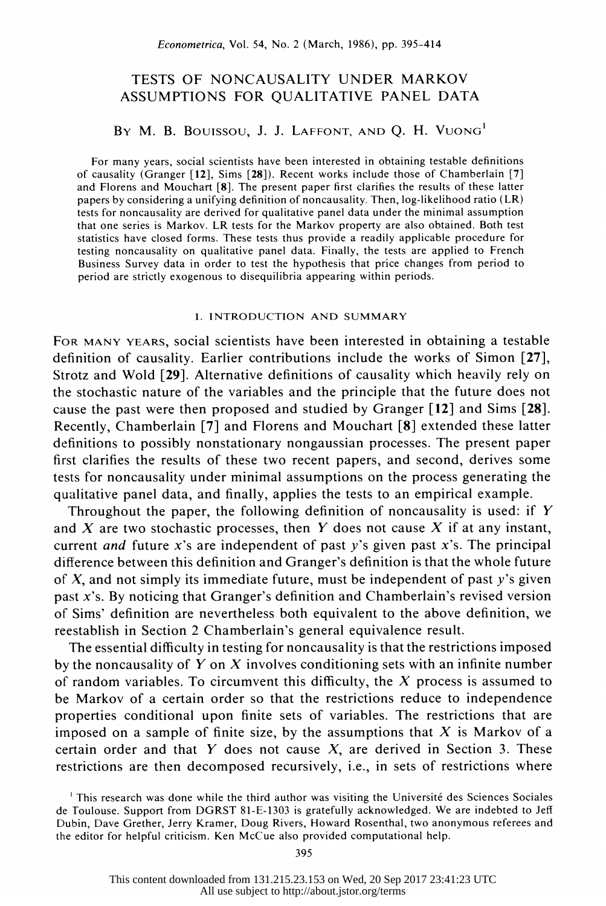# TESTS OF NONCAUSALITY UNDER MARKOV ASSUMPTIONS FOR QUALITATIVE PANEL DATA

By M. B. Bouissou, J. J. Laffont, and Q. H. Vuong[1]

For many years, social scientists have been interested in obtaining testable definitions of causality (Granger [12], Sims [28]). Recent works include those of Chamberlain [7] and Florens and Mouchart [8]. The present paper first clarifies the results of these latter papers by considering a unifying definition of noncausality. Then, log-likelihood ratio (LR) tests for noncausality are derived for qualitative panel data under the minimal assumption that one series is Markov. LR tests for the Markov property are also obtained. Both test statistics have closed forms. These tests thus provide a readily applicable procedure for testing noncausality on qualitative panel data. Finally, the tests are applied to French Business Survey data in order to test the hypothesis that price changes from period to period are strictly exogenous to disequilibria appearing within periods.

## 1. INTRODUCTION AND SUMMARY

For many years, social scientists have been interested in obtaining a testable definition of causality. Earlier contributions include the works of Simon [27], Strotz and Wold [29]. Alternative definitions of causality which heavily rely on the stochastic nature of the variables and the principle that the future does not cause the past were then proposed and studied by Granger [12] and Sims [28]. Recently, Chamberlain [7] and Florens and Mouchart [8] extended these latter definitions to possibly nonstationary nongaussian processes. The present paper first clarifies the results of these two recent papers, and second, derives some tests for noncausality under minimal assumptions on the process generating the qualitative panel data, and finally, applies the tests to an empirical example.

Throughout the paper, the following definition of noncausality is used: if $Y$ and $X$ are two stochastic processes, then $Y$ does not cause $X$ if at any instant, current *and* future $x$'s are independent of past $y$'s given past $x$'s. The principal difference between this definition and Granger's definition is that the whole future of $X$, and not simply its immediate future, must be independent of past $y$'s given past $x$'s. By noticing that Granger's definition and Chamberlain's revised version of Sims' definition are nevertheless both equivalent to the above definition, we reestablish in Section 2 Chamberlain's general equivalence result.

The essential difficulty in testing for noncausality is that the restrictions imposed by the noncausality of $Y$ on $X$ involves conditioning sets with an infinite number of random variables. To circumvent this difficulty, the $X$ process is assumed to be Markov of a certain order so that the restrictions reduce to independence properties conditional upon finite sets of variables. The restrictions that are imposed on a sample of finite size, by the assumptions that $X$ is Markov of a certain order and that $Y$ does not cause $X$, are derived in Section 3. These restrictions are then decomposed recursively, i.e., in sets of restrictions where

[1] This research was done while the third author was visiting the Université des Sciences Sociales de Toulouse. Support from DGRST 81-E-1303 is gratefully acknowledged. We are indebted to Jeff Dubin, Dave Grether, Jerry Kramer, Doug Rivers, Howard Rosenthal, two anonymous referees and the editor for helpful criticism. Ken McCue also provided computational help.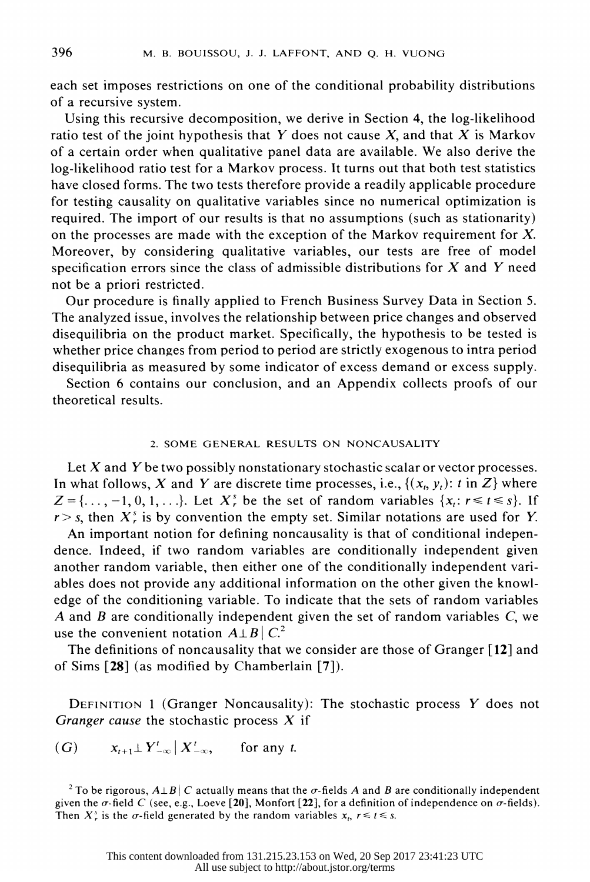each set imposes restrictions on one of the conditional probability distributions of a recursive system.

Using this recursive decomposition, we derive in Section 4, the log-likelihood ratio test of the joint hypothesis that $Y$ does not cause $X$, and that $X$ is Markov of a certain order when qualitative panel data are available. We also derive the log-likelihood ratio test for a Markov process. It turns out that both test statistics have closed forms. The two tests therefore provide a readily applicable procedure for testing causality on qualitative variables since no numerical optimization is required. The import of our results is that no assumptions (such as stationarity) on the processes are made with the exception of the Markov requirement for $X$. Moreover, by considering qualitative variables, our tests are free of model specification errors since the class of admissible distributions for $X$ and $Y$ need not be a priori restricted.

Our procedure is finally applied to French Business Survey Data in Section 5. The analyzed issue, involves the relationship between price changes and observed disequilibria on the product market. Specifically, the hypothesis to be tested is whether price changes from period to period are strictly exogenous to intra period disequilibria as measured by some indicator of excess demand or excess supply.

Section 6 contains our conclusion, and an Appendix collects proofs of our theoretical results.

## 2. SOME GENERAL RESULTS ON NONCAUSALITY

Let $X$ and $Y$ be two possibly nonstationary stochastic scalar or vector processes. In what follows, $X$ and $Y$ are discrete time processes, i.e., $\{(x_t, y_t): t \text{ in } Z\}$ where $Z = \{\ldots, -1, 0, 1, \ldots\}$. Let $X_r^s$ be the set of random variables $\{x_t: r \leq t \leq s\}$. If $r > s$, then $X_r^s$ is by convention the empty set. Similar notations are used for $Y$.

An important notion for defining noncausality is that of conditional independence. Indeed, if two random variables are conditionally independent given another random variable, then either one of the conditionally independent variables does not provide any additional information on the other given the knowledge of the conditioning variable. To indicate that the sets of random variables $A$ and $B$ are conditionally independent given the set of random variables $C$, we use the convenient notation $A \perp B \mid C$.[2]

The definitions of noncausality that we consider are those of Granger [**12**] and of Sims [**28**] (as modified by Chamberlain [**7**]).

DEFINITION 1 (Granger Noncausality): The stochastic process $Y$ does not *Granger cause* the stochastic process $X$ if

$$(G) \qquad x_{t+1} \perp Y_{-\infty}^{t} \mid X_{-\infty}^{t}, \qquad \text{for any } t.$$

[2] To be rigorous, $A \perp B \mid C$ actually means that the $\sigma$-fields $A$ and $B$ are conditionally independent given the $\sigma$-field $C$ (see, e.g., Loeve [20], Monfort [22], for a definition of independence on $\sigma$-fields). Then $X_r^s$ is the $\sigma$-field generated by the random variables $x_t$, $r \leq t \leq s$.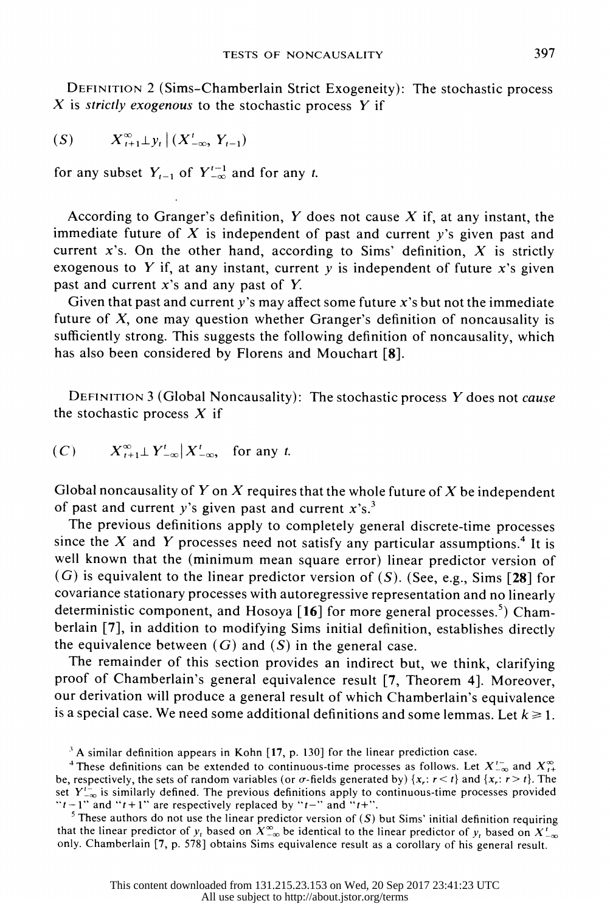DEFINITION 2 (Sims-Chamberlain Strict Exogeneity): The stochastic process $X$ is *strictly exogenous* to the stochastic process $Y$ if

$$(S) \qquad X_{t+1}^{\infty} \perp y_t \mid (X_{-\infty}^{t}, Y_{t-1})$$

for any subset $Y_{t-1}$ of $Y_{-\infty}^{t-1}$ and for any $t$.

According to Granger's definition, $Y$ does not cause $X$ if, at any instant, the immediate future of $X$ is independent of past and current $y$'s given past and current $x$'s. On the other hand, according to Sims' definition, $X$ is strictly exogenous to $Y$ if, at any instant, current $y$ is independent of future $x$'s given past and current $x$'s and any past of $Y$.

Given that past and current $y$'s may affect some future $x$'s but not the immediate future of $X$, one may question whether Granger's definition of noncausality is sufficiently strong. This suggests the following definition of noncausality, which has also been considered by Florens and Mouchart [8].

DEFINITION 3 (Global Noncausality): The stochastic process $Y$ does not *cause* the stochastic process $X$ if

$$(C) \qquad X_{t+1}^{\infty} \perp Y_{-\infty}^{t} \mid X_{-\infty}^{t}, \quad \text{for any } t.$$

Global noncausality of $Y$ on $X$ requires that the whole future of $X$ be independent of past and current $y$'s given past and current $x$'s.[3]

The previous definitions apply to completely general discrete-time processes since the $X$ and $Y$ processes need not satisfy any particular assumptions.[4] It is well known that the (minimum mean square error) linear predictor version of $(G)$ is equivalent to the linear predictor version of $(S)$. (See, e.g., Sims [28] for covariance stationary processes with autoregressive representation and no linearly deterministic component, and Hosoya [16] for more general processes.[5]) Chamberlain [7], in addition to modifying Sims initial definition, establishes directly the equivalence between $(G)$ and $(S)$ in the general case.

The remainder of this section provides an indirect but, we think, clarifying proof of Chamberlain's general equivalence result [7, Theorem 4]. Moreover, our derivation will produce a general result of which Chamberlain's equivalence is a special case. We need some additional definitions and some lemmas. Let $k \geq 1$.

[3] A similar definition appears in Kohn [17, p. 130] for the linear prediction case.

[4] These definitions can be extended to continuous-time processes as follows. Let $X_{-\infty}^{t-}$ and $X_{t+}^{\infty}$ be, respectively, the sets of random variables (or $\sigma$-fields generated by) $\{x_r: r < t\}$ and $\{x_r: r > t\}$. The set $Y_{-\infty}^{t-}$ is similarly defined. The previous definitions apply to continuous-time processes provided "$t-1$" and "$t+1$" are respectively replaced by "$t-$" and "$t+$".

[5] These authors do not use the linear predictor version of $(S)$ but Sims' initial definition requiring that the linear predictor of $y_t$ based on $X_{-\infty}^{\infty}$ be identical to the linear predictor of $y_t$ based on $X_{-\infty}^{t}$ only. Chamberlain [7, p. 578] obtains Sims equivalence result as a corollary of his general result.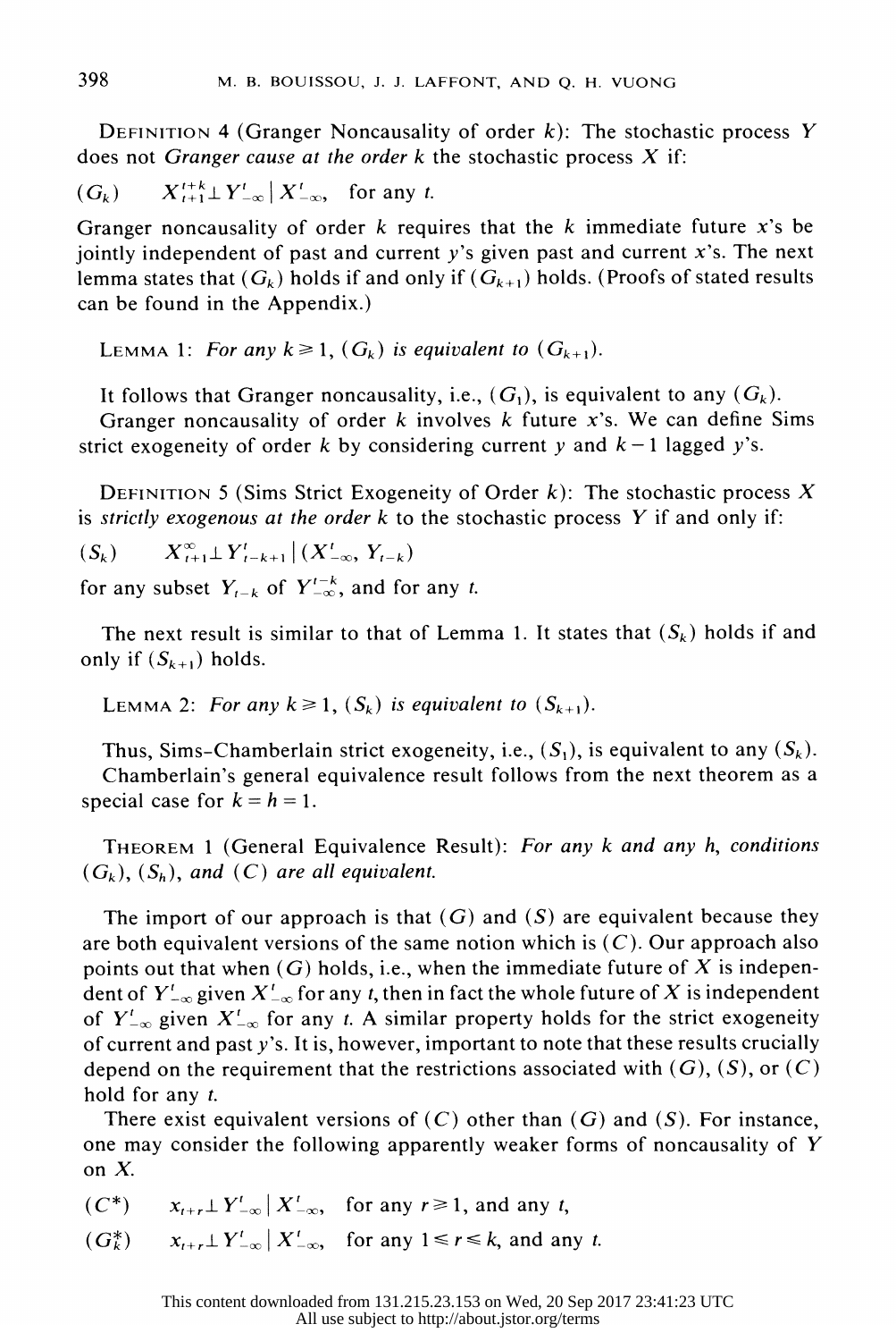DEFINITION 4 (Granger Noncausality of order $k$): The stochastic process $Y$ does not *Granger cause at the order* $k$ the stochastic process $X$ if:

$$(G_k) \qquad X_{t+1}^{t+k} \perp Y_{-\infty}^{t} \mid X_{-\infty}^{t}, \quad \text{for any } t.$$

Granger noncausality of order $k$ requires that the $k$ immediate future $x$'s be jointly independent of past and current $y$'s given past and current $x$'s. The next lemma states that $(G_k)$ holds if and only if $(G_{k+1})$ holds. (Proofs of stated results can be found in the Appendix.)

LEMMA 1: *For any $k \geq 1$, $(G_k)$ is equivalent to $(G_{k+1})$.*

It follows that Granger noncausality, i.e., $(G_1)$, is equivalent to any $(G_k)$.

Granger noncausality of order $k$ involves $k$ future $x$'s. We can define Sims strict exogeneity of order $k$ by considering current $y$ and $k-1$ lagged $y$'s.

DEFINITION 5 (Sims Strict Exogeneity of Order $k$): The stochastic process $X$ is *strictly exogenous at the order* $k$ to the stochastic process $Y$ if and only if:

$$(S_k) \qquad X_{t+1}^{\infty} \perp Y_{t-k+1}^{t} \mid (X_{-\infty}^{t}, Y_{t-k})$$

for any subset $Y_{t-k}$ of $Y_{-\infty}^{t-k}$, and for any $t$.

The next result is similar to that of Lemma 1. It states that $(S_k)$ holds if and only if $(S_{k+1})$ holds.

LEMMA 2: *For any $k \geq 1$, $(S_k)$ is equivalent to $(S_{k+1})$.*

Thus, Sims-Chamberlain strict exogeneity, i.e., $(S_1)$, is equivalent to any $(S_k)$.

Chamberlain's general equivalence result follows from the next theorem as a special case for $k = h = 1$.

THEOREM 1 (General Equivalence Result): *For any $k$ and any $h$, conditions $(G_k)$, $(S_h)$, and $(C)$ are all equivalent.*

The import of our approach is that $(G)$ and $(S)$ are equivalent because they are both equivalent versions of the same notion which is $(C)$. Our approach also points out that when $(G)$ holds, i.e., when the immediate future of $X$ is independent of $Y_{-\infty}^{t}$ given $X_{-\infty}^{t}$ for any $t$, then in fact the whole future of $X$ is independent of $Y_{-\infty}^{t}$ given $X_{-\infty}^{t}$ for any $t$. A similar property holds for the strict exogeneity of current and past $y$'s. It is, however, important to note that these results crucially depend on the requirement that the restrictions associated with $(G)$, $(S)$, or $(C)$ hold for any $t$.

There exist equivalent versions of $(C)$ other than $(G)$ and $(S)$. For instance, one may consider the following apparently weaker forms of noncausality of $Y$ on $X$.

$$(C^*) \qquad x_{t+r} \perp Y_{-\infty}^{t} \mid X_{-\infty}^{t}, \quad \text{for any } r \geq 1, \text{ and any } t,$$

$$(G_k^*) \qquad x_{t+r} \perp Y_{-\infty}^{t} \mid X_{-\infty}^{t}, \quad \text{for any } 1 \leq r \leq k, \text{ and any } t.$$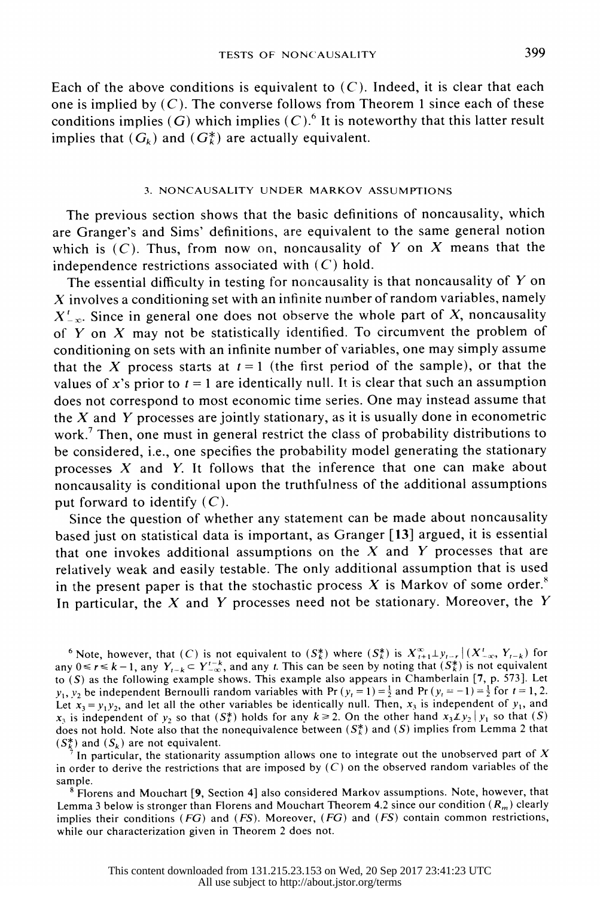Each of the above conditions is equivalent to $(C)$. Indeed, it is clear that each one is implied by $(C)$. The converse follows from Theorem 1 since each of these conditions implies $(G)$ which implies $(C)$.[6] It is noteworthy that this latter result implies that $(G_k)$ and $(G_k^*)$ are actually equivalent.

## 3. NONCAUSALITY UNDER MARKOV ASSUMPTIONS

The previous section shows that the basic definitions of noncausality, which are Granger's and Sims' definitions, are equivalent to the same general notion which is $(C)$. Thus, from now on, noncausality of $Y$ on $X$ means that the independence restrictions associated with $(C)$ hold.

The essential difficulty in testing for noncausality is that noncausality of $Y$ on $X$ involves a conditioning set with an infinite number of random variables, namely $X_{-\infty}^{t}$. Since in general one does not observe the whole part of $X$, noncausality of $Y$ on $X$ may not be statistically identified. To circumvent the problem of conditioning on sets with an infinite number of variables, one may simply assume that the $X$ process starts at $t=1$ (the first period of the sample), or that the values of $x$'s prior to $t=1$ are identically null. It is clear that such an assumption does not correspond to most economic time series. One may instead assume that the $X$ and $Y$ processes are jointly stationary, as it is usually done in econometric work.[7] Then, one must in general restrict the class of probability distributions to be considered, i.e., one specifies the probability model generating the stationary processes $X$ and $Y$. It follows that the inference that one can make about noncausality is conditional upon the truthfulness of the additional assumptions put forward to identify $(C)$.

Since the question of whether any statement can be made about noncausality based just on statistical data is important, as Granger [**13**] argued, it is essential that one invokes additional assumptions on the $X$ and $Y$ processes that are relatively weak and easily testable. The only additional assumption that is used in the present paper is that the stochastic process $X$ is Markov of some order.[8] In particular, the $X$ and $Y$ processes need not be stationary. Moreover, the $Y$

---

[6] Note, however, that $(C)$ is not equivalent to $(S_k^*)$ where $(S_k^*)$ is $X_{t+1}^{\infty} \perp y_{t-r} \mid (X_{-\infty}^{t}, Y_{t-k})$ for any $0 \leq r \leq k-1$, any $Y_{t-k} \subset Y_{-\infty}^{t-k}$, and any $t$. This can be seen by noting that $(S_k^*)$ is not equivalent to $(S)$ as the following example shows. This example also appears in Chamberlain [7, p. 573]. Let $y_1, y_2$ be independent Bernoulli random variables with $\Pr(y_t = 1) = \frac{1}{2}$ and $\Pr(y_t = -1) = \frac{1}{2}$ for $t = 1, 2$. Let $x_3 = y_1 y_2$, and let all the other variables be identically null. Then, $x_3$ is independent of $y_1$, and $x_3$ is independent of $y_2$ so that $(S_k^*)$ holds for any $k \geq 2$. On the other hand $x_3 \not\perp y_2 \mid y_1$ so that $(S)$ does not hold. Note also that the nonequivalence between $(S_k^*)$ and $(S)$ implies from Lemma 2 that $(S_k^*)$ and $(S_k)$ are not equivalent.

[7] In particular, the stationarity assumption allows one to integrate out the unobserved part of $X$ in order to derive the restrictions that are imposed by $(C)$ on the observed random variables of the sample.

[8] Florens and Mouchart [**9**, Section 4] also considered Markov assumptions. Note, however, that Lemma 3 below is stronger than Florens and Mouchart Theorem 4.2 since our condition $(R_m)$ clearly implies their conditions $(FG)$ and $(FS)$. Moreover, $(FG)$ and $(FS)$ contain common restrictions, while our characterization given in Theorem 2 does not.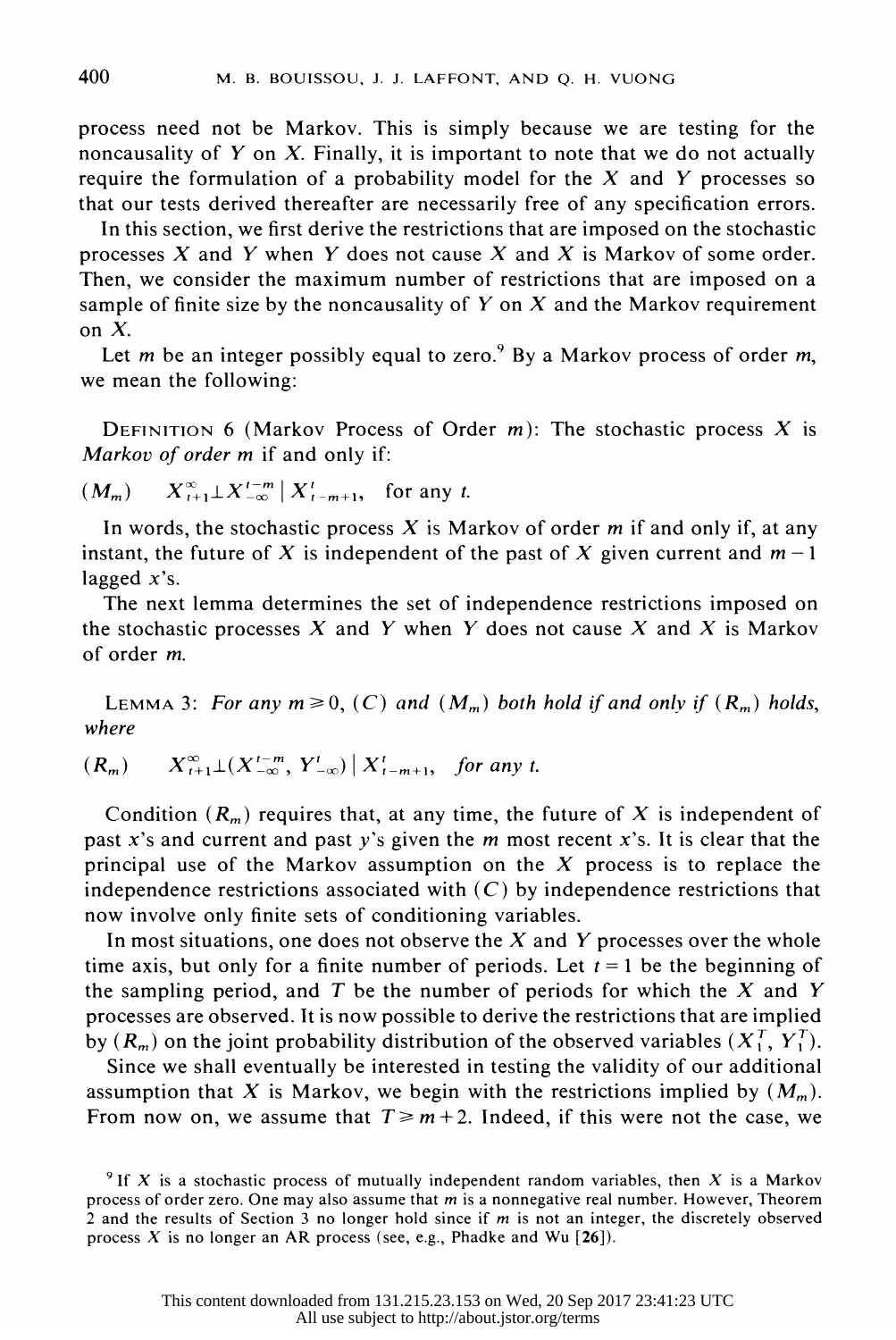process need not be Markov. This is simply because we are testing for the noncausality of $Y$ on $X$. Finally, it is important to note that we do not actually require the formulation of a probability model for the $X$ and $Y$ processes so that our tests derived thereafter are necessarily free of any specification errors.

In this section, we first derive the restrictions that are imposed on the stochastic processes $X$ and $Y$ when $Y$ does not cause $X$ and $X$ is Markov of some order. Then, we consider the maximum number of restrictions that are imposed on a sample of finite size by the noncausality of $Y$ on $X$ and the Markov requirement on $X$.

Let $m$ be an integer possibly equal to zero.[9] By a Markov process of order $m$, we mean the following:

DEFINITION 6 (Markov Process of Order $m$): The stochastic process $X$ is *Markov of order $m$* if and only if:

$$(M_m) \qquad X_{t+1}^{\infty} \perp X_{-\infty}^{t-m} \mid X_{t-m+1}^{t}, \quad \text{for any } t.$$

In words, the stochastic process $X$ is Markov of order $m$ if and only if, at any instant, the future of $X$ is independent of the past of $X$ given current and $m-1$ lagged $x$'s.

The next lemma determines the set of independence restrictions imposed on the stochastic processes $X$ and $Y$ when $Y$ does not cause $X$ and $X$ is Markov of order $m$.

LEMMA 3: *For any $m \geq 0$, $(C)$ and $(M_m)$ both hold if and only if $(R_m)$ holds, where*

$$(R_m) \qquad X_{t+1}^{\infty} \perp (X_{-\infty}^{t-m}, Y_{-\infty}^{t}) \mid X_{t-m+1}^{t}, \quad \text{for any } t.$$

Condition $(R_m)$ requires that, at any time, the future of $X$ is independent of past $x$'s and current and past $y$'s given the $m$ most recent $x$'s. It is clear that the principal use of the Markov assumption on the $X$ process is to replace the independence restrictions associated with $(C)$ by independence restrictions that now involve only finite sets of conditioning variables.

In most situations, one does not observe the $X$ and $Y$ processes over the whole time axis, but only for a finite number of periods. Let $t=1$ be the beginning of the sampling period, and $T$ be the number of periods for which the $X$ and $Y$ processes are observed. It is now possible to derive the restrictions that are implied by $(R_m)$ on the joint probability distribution of the observed variables $(X_1^T, Y_1^T)$.

Since we shall eventually be interested in testing the validity of our additional assumption that $X$ is Markov, we begin with the restrictions implied by $(M_m)$. From now on, we assume that $T \geq m+2$. Indeed, if this were not the case, we

[9] If $X$ is a stochastic process of mutually independent random variables, then $X$ is a Markov process of order zero. One may also assume that $m$ is a nonnegative real number. However, Theorem 2 and the results of Section 3 no longer hold since if $m$ is not an integer, the discretely observed process $X$ is no longer an AR process (see, e.g., Phadke and Wu [26]).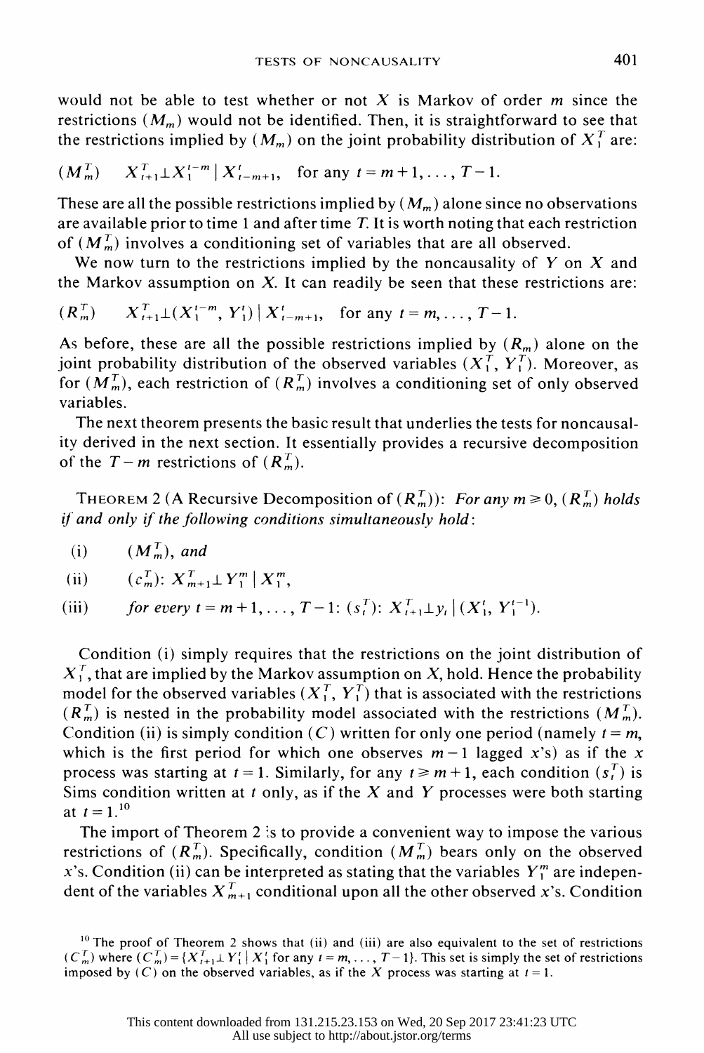would not be able to test whether or not $X$ is Markov of order $m$ since the restrictions $(M_m)$ would not be identified. Then, it is straightforward to see that the restrictions implied by $(M_m)$ on the joint probability distribution of $X_1^T$ are:

$$(M_m^T) \qquad X_{t+1}^T \perp X_1^{t-m} \mid X_{t-m+1}^t, \quad \text{for any } t = m+1, \ldots, T-1.$$

These are all the possible restrictions implied by $(M_m)$ alone since no observations are available prior to time 1 and after time $T$. It is worth noting that each restriction of $(M_m^T)$ involves a conditioning set of variables that are all observed.

We now turn to the restrictions implied by the noncausality of $Y$ on $X$ and the Markov assumption on $X$. It can readily be seen that these restrictions are:

$$(R_m^T) \qquad X_{t+1}^T \perp (X_1^{t-m}, Y_1^t) \mid X_{t-m+1}^t, \quad \text{for any } t = m, \ldots, T-1.$$

As before, these are all the possible restrictions implied by $(R_m)$ alone on the joint probability distribution of the observed variables $(X_1^T, Y_1^T)$. Moreover, as for $(M_m^T)$, each restriction of $(R_m^T)$ involves a conditioning set of only observed variables.

The next theorem presents the basic result that underlies the tests for noncausality derived in the next section. It essentially provides a recursive decomposition of the $T-m$ restrictions of $(R_m^T)$.

Theorem 2 (A Recursive Decomposition of $(R_m^T)$): *For any $m \geq 0$, $(R_m^T)$ holds if and only if the following conditions simultaneously hold*:

(i) $(M_m^T)$, *and*

(ii) $(c_m^T)$: $X_{m+1}^T \perp Y_1^m \mid X_1^m$,

(iii) *for every* $t = m+1, \ldots, T-1$: $(s_t^T)$: $X_{t+1}^T \perp y_t \mid (X_1^t, Y_1^{t-1})$.

Condition (i) simply requires that the restrictions on the joint distribution of $X_1^T$, that are implied by the Markov assumption on $X$, hold. Hence the probability model for the observed variables $(X_1^T, Y_1^T)$ that is associated with the restrictions $(R_m^T)$ is nested in the probability model associated with the restrictions $(M_m^T)$. Condition (ii) is simply condition $(C)$ written for only one period (namely $t = m$, which is the first period for which one observes $m-1$ lagged $x$'s) as if the $x$ process was starting at $t = 1$. Similarly, for any $t \geq m+1$, each condition $(s_t^T)$ is Sims condition written at $t$ only, as if the $X$ and $Y$ processes were both starting at $t = 1$.[10]

The import of Theorem 2 is to provide a convenient way to impose the various restrictions of $(R_m^T)$. Specifically, condition $(M_m^T)$ bears only on the observed $x$'s. Condition (ii) can be interpreted as stating that the variables $Y_1^m$ are independent of the variables $X_{m+1}^T$ conditional upon all the other observed $x$'s. Condition

[10] The proof of Theorem 2 shows that (ii) and (iii) are also equivalent to the set of restrictions $(C_m^T)$ where $(C_m^T) = \{X_{t+1}^T \perp Y_1^t \mid X_1^t \text{ for any } t = m, \ldots, T-1\}$. This set is simply the set of restrictions imposed by $(C)$ on the observed variables, as if the $X$ process was starting at $t = 1$.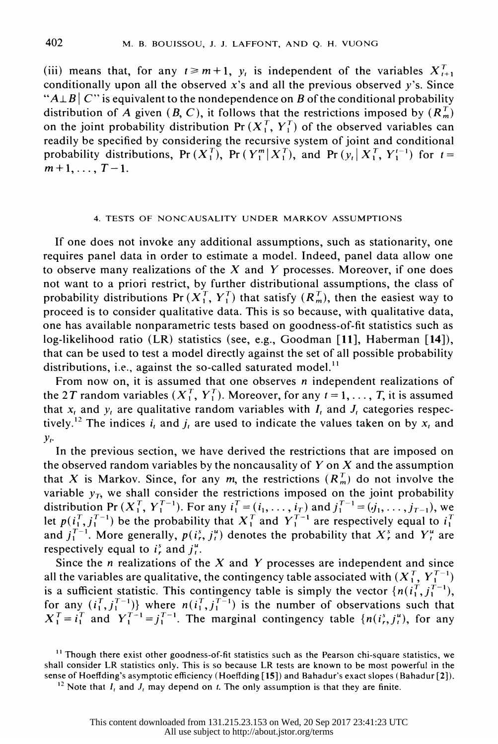(iii) means that, for any $t \geq m+1$, $y_t$ is independent of the variables $X_{t+1}^T$ conditionally upon all the observed $x$'s and all the previous observed $y$'s. Since "$A \perp B \mid C$" is equivalent to the nondependence on $B$ of the conditional probability distribution of $A$ given $(B, C)$, it follows that the restrictions imposed by $(R_m^T)$ on the joint probability distribution $\Pr(X_1^T, Y_1^T)$ of the observed variables can readily be specified by considering the recursive system of joint and conditional probability distributions, $\Pr(X_1^T)$, $\Pr(Y_1^m \mid X_1^T)$, and $\Pr(y_t \mid X_1^T, Y_1^{t-1})$ for $t = m+1, \ldots, T-1$.

## 4. TESTS OF NONCAUSALITY UNDER MARKOV ASSUMPTIONS

If one does not invoke any additional assumptions, such as stationarity, one requires panel data in order to estimate a model. Indeed, panel data allow one to observe many realizations of the $X$ and $Y$ processes. Moreover, if one does not want to a priori restrict, by further distributional assumptions, the class of probability distributions $\Pr(X_1^T, Y_1^T)$ that satisfy $(R_m^T)$, then the easiest way to proceed is to consider qualitative data. This is so because, with qualitative data, one has available nonparametric tests based on goodness-of-fit statistics such as log-likelihood ratio (LR) statistics (see, e.g., Goodman [**11**], Haberman [**14**]), that can be used to test a model directly against the set of all possible probability distributions, i.e., against the so-called saturated model.[11]

From now on, it is assumed that one observes $n$ independent realizations of the $2T$ random variables $(X_1^T, Y_1^T)$. Moreover, for any $t = 1, \ldots, T$, it is assumed that $x_t$ and $y_t$ are qualitative random variables with $I_t$ and $J_t$ categories respectively.[12] The indices $i_t$ and $j_t$ are used to indicate the values taken on by $x_t$ and $y_t$.

In the previous section, we have derived the restrictions that are imposed on the observed random variables by the noncausality of $Y$ on $X$ and the assumption that $X$ is Markov. Since, for any $m$, the restrictions $(R_m^T)$ do not involve the variable $y_T$, we shall consider the restrictions imposed on the joint probability distribution $\Pr(X_1^T, Y_1^{T-1})$. For any $i_1^T = (i_1, \ldots, i_T)$ and $j_1^{T-1} = (j_1, \ldots, j_{T-1})$, we let $p(i_1^T, j_1^{T-1})$ be the probability that $X_1^T$ and $Y_1^{T-1}$ are respectively equal to $i_1^T$ and $j_1^{T-1}$. More generally, $p(i_r^s, j_t^u)$ denotes the probability that $X_r^s$ and $Y_t^u$ are respectively equal to $i_r^s$ and $j_t^u$.

Since the $n$ realizations of the $X$ and $Y$ processes are independent and since all the variables are qualitative, the contingency table associated with $(X_1^T, Y_1^{T-1})$ is a sufficient statistic. This contingency table is simply the vector $\{n(i_1^T, j_1^{T-1})$, for any $(i_1^T, j_1^{T-1})\}$ where $n(i_1^T, j_1^{T-1})$ is the number of observations such that $X_1^T = i_1^T$ and $Y_1^{T-1} = j_1^{T-1}$. The marginal contingency table $\{n(i_r^s, j_t^u)$, for any

[11] Though there exist other goodness-of-fit statistics such as the Pearson chi-square statistics, we shall consider LR statistics only. This is so because LR tests are known to be most powerful in the sense of Hoeffding's asymptotic efficiency (Hoeffding [**15**]) and Bahadur's exact slopes (Bahadur [**2**]).

[12] Note that $I_t$ and $J_t$ may depend on $t$. The only assumption is that they are finite.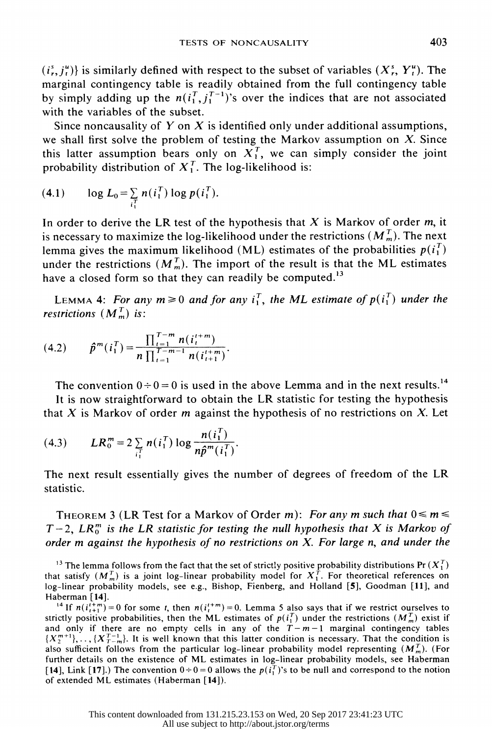$(i_r^s, j_t^u)\}$ is similarly defined with respect to the subset of variables $(X_r^s, Y_t^u)$. The marginal contingency table is readily obtained from the full contingency table by simply adding up the $n(i_1^T, j_1^{T-1})$'s over the indices that are not associated with the variables of the subset.

Since noncausality of $Y$ on $X$ is identified only under additional assumptions, we shall first solve the problem of testing the Markov assumption on $X$. Since this latter assumption bears only on $X_1^T$, we can simply consider the joint probability distribution of $X_1^T$. The log-likelihood is:

$$\log L_0 = \sum_{i_1^T} n(i_1^T) \log p(i_1^T). \tag{4.1}$$

In order to derive the LR test of the hypothesis that $X$ is Markov of order $m$, it is necessary to maximize the log-likelihood under the restrictions $(M_m^T)$. The next lemma gives the maximum likelihood (ML) estimates of the probabilities $p(i_1^T)$ under the restrictions $(M_m^T)$. The import of the result is that the ML estimates have a closed form so that they can readily be computed.[13]

LEMMA 4: *For any $m \geq 0$ and for any $i_1^T$, the ML estimate of $p(i_1^T)$ under the restrictions $(M_m^T)$ is:*

$$\hat{p}^m(i_1^T) = \frac{\prod_{t=1}^{T-m} n(i_t^{t+m})}{n \prod_{t=1}^{T-m-1} n(i_{t+1}^{t+m})}. \tag{4.2}$$

The convention $0 \div 0 = 0$ is used in the above Lemma and in the next results.[14]

It is now straightforward to obtain the LR statistic for testing the hypothesis that $X$ is Markov of order $m$ against the hypothesis of no restrictions on $X$. Let

$$LR_0^m = 2 \sum_{i_1^T} n(i_1^T) \log \frac{n(i_1^T)}{n\hat{p}^m(i_1^T)}. \tag{4.3}$$

The next result essentially gives the number of degrees of freedom of the LR statistic.

THEOREM 3 (LR Test for a Markov of Order $m$): *For any $m$ such that $0 \leq m \leq T-2$, $LR_0^m$ is the LR statistic for testing the null hypothesis that $X$ is Markov of order $m$ against the hypothesis of no restrictions on $X$. For large $n$, and under the*

[13] The lemma follows from the fact that the set of strictly positive probability distributions $\Pr(X_1^T)$ that satisfy $(M_m^T)$ is a joint log-linear probability model for $X_1^T$. For theoretical references on log-linear probability models, see e.g., Bishop, Fienberg, and Holland [**5**], Goodman [**11**], and Haberman [**14**].

[14] If $n(i_{t+1}^{t+m}) = 0$ for some $t$, then $n(i_t^{t+m}) = 0$. Lemma 5 also says that if we restrict ourselves to strictly positive probabilities, then the ML estimates of $p(i_1^T)$ under the restrictions $(M_m^T)$ exist if and only if there are no empty cells in any of the $T-m-1$ marginal contingency tables $\{X_2^{m+1}\}, \ldots, \{X_{T-m}^{T-1}\}$. It is well known that this latter condition is necessary. That the condition is also sufficient follows from the particular log-linear probability model representing $(M_m^T)$. (For further details on the existence of ML estimates in log-linear probability models, see Haberman [**14**], Link [**17**].) The convention $0 \div 0 = 0$ allows the $p(i_1^T)$'s to be null and correspond to the notion of extended ML estimates (Haberman [**14**]).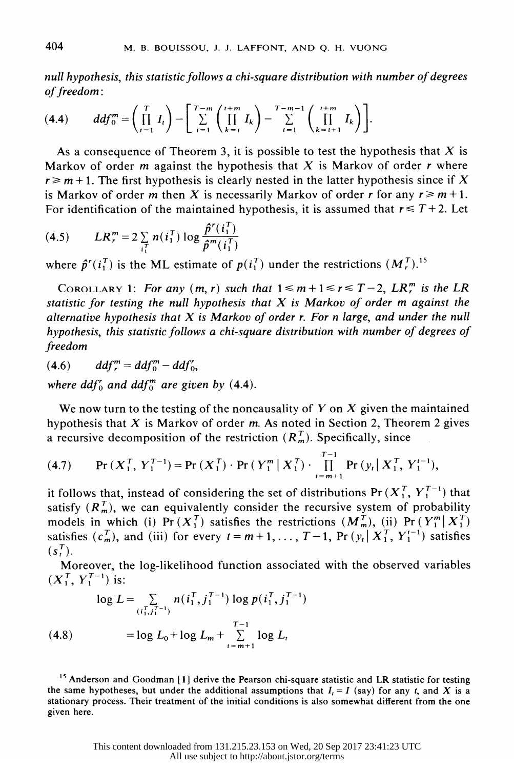*null hypothesis, this statistic follows a chi-square distribution with number of degrees of freedom*:

$$(4.4) \qquad ddf_0^m = \left(\prod_{t=1}^{T} I_t\right) - \left[\sum_{t=1}^{T-m}\left(\prod_{k=t}^{t+m} I_k\right) - \sum_{t=1}^{T-m-1}\left(\prod_{k=t+1}^{t+m} I_k\right)\right].$$

As a consequence of Theorem 3, it is possible to test the hypothesis that $X$ is Markov of order $m$ against the hypothesis that $X$ is Markov of order $r$ where $r \geqslant m+1$. The first hypothesis is clearly nested in the latter hypothesis since if $X$ is Markov of order $m$ then $X$ is necessarily Markov of order $r$ for any $r \geqslant m+1$. For identification of the maintained hypothesis, it is assumed that $r \leqslant T+2$. Let

$$(4.5) \qquad LR_r^m = 2\sum_{i_1^T} n(i_1^T) \log \frac{\hat{p}^r(i_1^T)}{\hat{p}^m(i_1^T)}$$

where $\hat{p}^r(i_1^T)$ is the ML estimate of $p(i_1^T)$ under the restrictions $(M_r^T)$.[15]

COROLLARY 1: *For any $(m, r)$ such that $1 \leqslant m+1 \leqslant r \leqslant T-2$, $LR_r^m$ is the LR statistic for testing the null hypothesis that $X$ is Markov of order $m$ against the alternative hypothesis that $X$ is Markov of order $r$. For $n$ large, and under the null hypothesis, this statistic follows a chi-square distribution with number of degrees of freedom*

$$(4.6) \qquad ddf_r^m = ddf_0^m - ddf_0^r,$$

*where $ddf_0^r$ and $ddf_0^m$ are given by* (4.4).

We now turn to the testing of the noncausality of $Y$ on $X$ given the maintained hypothesis that $X$ is Markov of order $m$. As noted in Section 2, Theorem 2 gives a recursive decomposition of the restriction $(R_m^T)$. Specifically, since

$$(4.7) \qquad \Pr(X_1^T, Y_1^{T-1}) = \Pr(X_1^T)\cdot \Pr(Y_1^m \mid X_1^T)\cdot \prod_{t=m+1}^{T-1} \Pr(y_t \mid X_1^T, Y_1^{t-1}),$$

it follows that, instead of considering the set of distributions $\Pr(X_1^T, Y_1^{T-1})$ that satisfy $(R_m^T)$, we can equivalently consider the recursive system of probability models in which (i) $\Pr(X_1^T)$ satisfies the restrictions $(M_m^T)$, (ii) $\Pr(Y_1^m \mid X_1^T)$ satisfies $(c_m^T)$, and (iii) for every $t = m+1, \ldots, T-1$, $\Pr(y_t \mid X_1^T, Y_1^{t-1})$ satisfies $(s_t^T)$.

Moreover, the log-likelihood function associated with the observed variables $(X_1^T, Y_1^{T-1})$ is:

$$\log L = \sum_{(i_1^T, j_1^{T-1})} n(i_1^T, j_1^{T-1}) \log p(i_1^T, j_1^{T-1})$$

$$(4.8) \qquad = \log L_0 + \log L_m + \sum_{t=m+1}^{T-1} \log L_t$$

[15] Anderson and Goodman [1] derive the Pearson chi-square statistic and LR statistic for testing the same hypotheses, but under the additional assumptions that $I_t = I$ (say) for any $t$, and $X$ is a stationary process. Their treatment of the initial conditions is also somewhat different from the one given here.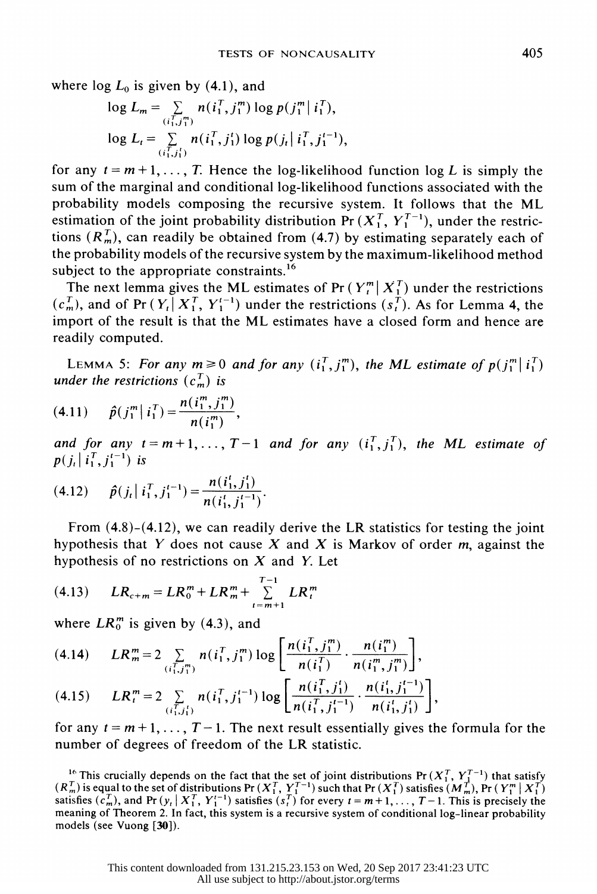where $\log L_0$ is given by (4.1), and

$$\log L_m = \sum_{(i_1^T, j_1^m)} n(i_1^T, j_1^m) \log p(j_1^m \mid i_1^T),$$

$$\log L_t = \sum_{(i_1^T, j_1^t)} n(i_1^T, j_1^t) \log p(j_t \mid i_1^T, j_1^{t-1}),$$

for any $t = m+1, \ldots, T$. Hence the log-likelihood function $\log L$ is simply the sum of the marginal and conditional log-likelihood functions associated with the probability models composing the recursive system. It follows that the ML estimation of the joint probability distribution $\Pr(X_1^T, Y_1^{T-1})$, under the restrictions $(R_m^T)$, can readily be obtained from (4.7) by estimating separately each of the probability models of the recursive system by the maximum-likelihood method subject to the appropriate constraints.[16]

The next lemma gives the ML estimates of $\Pr(Y_1^m \mid X_1^T)$ under the restrictions $(c_m^T)$, and of $\Pr(Y_t \mid X_1^T, Y_1^{t-1})$ under the restrictions $(s_t^T)$. As for Lemma 4, the import of the result is that the ML estimates have a closed form and hence are readily computed.

LEMMA 5: *For any $m \geq 0$ and for any $(i_1^T, j_1^m)$, the ML estimate of $p(j_1^m \mid i_1^T)$ under the restrictions $(c_m^T)$ is*

$$(4.11) \qquad \hat{p}(j_1^m \mid i_1^T) = \frac{n(i_1^m, j_1^m)}{n(i_1^m)},$$

*and for any $t = m+1, \ldots, T-1$ and for any $(i_1^T, j_1^T)$, the ML estimate of $p(j_t \mid i_1^T, j_1^{t-1})$ is*

$$(4.12) \qquad \hat{p}(j_t \mid i_1^T, j_1^{t-1}) = \frac{n(i_1^t, j_1^t)}{n(i_1^t, j_1^{t-1})}.$$

From (4.8)-(4.12), we can readily derive the LR statistics for testing the joint hypothesis that $Y$ does not cause $X$ and $X$ is Markov of order $m$, against the hypothesis of no restrictions on $X$ and $Y$. Let

$$(4.13) \qquad LR_{c+m} = LR_0^m + LR_m^m + \sum_{t=m+1}^{T-1} LR_t^m$$

where $LR_0^m$ is given by (4.3), and

$$(4.14) \qquad LR_m^m = 2 \sum_{(i_1^T, j_1^m)} n(i_1^T, j_1^m) \log \left[ \frac{n(i_1^T, j_1^m)}{n(i_1^T)} \cdot \frac{n(i_1^m)}{n(i_1^m, j_1^m)} \right],$$

$$(4.15) \qquad LR_t^m = 2 \sum_{(i_1^T, j_1^t)} n(i_1^T, j_1^{t-1}) \log \left[ \frac{n(i_1^T, j_1^t)}{n(i_1^T, j_1^{t-1})} \cdot \frac{n(i_1^t, j_1^{t-1})}{n(i_1^t, j_1^t)} \right],$$

for any $t = m+1, \ldots, T-1$. The next result essentially gives the formula for the number of degrees of freedom of the LR statistic.

[16] This crucially depends on the fact that the set of joint distributions $\Pr(X_1^T, Y_1^{T-1})$ that satisfy $(R_m^T)$ is equal to the set of distributions $\Pr(X_1^T, Y_1^{T-1})$ such that $\Pr(X_1^T)$ satisfies $(M_m^T)$, $\Pr(Y_1^m \mid X_1^T)$ satisfies $(c_m^T)$, and $\Pr(y_t \mid X_1^T, Y_1^{t-1})$ satisfies $(s_t^T)$ for every $t = m+1, \ldots, T-1$. This is precisely the meaning of Theorem 2. In fact, this system is a recursive system of conditional log-linear probability models (see Vuong [30]).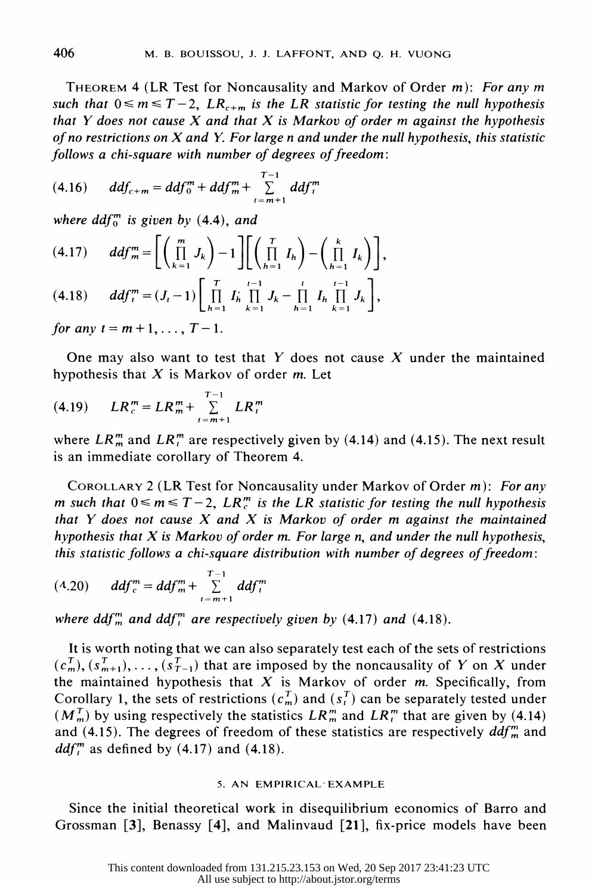THEOREM 4 (LR Test for Noncausality and Markov of Order $m$): *For any $m$ such that $0 \leq m \leq T-2$, $LR_{c+m}$ is the LR statistic for testing the null hypothesis that $Y$ does not cause $X$ and that $X$ is Markov of order $m$ against the hypothesis of no restrictions on $X$ and $Y$. For large $n$ and under the null hypothesis, this statistic follows a chi-square with number of degrees of freedom*:

$$(4.16) \qquad ddf_{c+m} = ddf_0^m + ddf_m^m + \sum_{t=m+1}^{T-1} ddf_t^m$$

*where $ddf_0^m$ is given by* (4.4), *and*

$$(4.17) \qquad ddf_m^m = \left[\left(\prod_{k=1}^{m} J_k\right) - 1\right]\left[\left(\prod_{h=1}^{T} I_h\right) - \left(\prod_{h=1}^{k} I_k\right)\right],$$

$$(4.18) \qquad ddf_t^m = (J_t - 1)\left[\prod_{h=1}^{T} I_h \prod_{k=1}^{t-1} J_k - \prod_{h=1}^{t} I_h \prod_{k=1}^{t-1} J_k\right],$$

*for any $t = m+1, \ldots, T-1$.*

One may also want to test that $Y$ does not cause $X$ under the maintained hypothesis that $X$ is Markov of order $m$. Let

$$(4.19) \qquad LR_c^m = LR_m^m + \sum_{t=m+1}^{T-1} LR_t^m$$

where $LR_m^m$ and $LR_t^m$ are respectively given by (4.14) and (4.15). The next result is an immediate corollary of Theorem 4.

COROLLARY 2 (LR Test for Noncausality under Markov of Order $m$): *For any $m$ such that $0 \leq m \leq T-2$, $LR_c^m$ is the LR statistic for testing the null hypothesis that $Y$ does not cause $X$ and $X$ is Markov of order $m$ against the maintained hypothesis that $X$ is Markov of order $m$. For large $n$, and under the null hypothesis, this statistic follows a chi-square distribution with number of degrees of freedom*:

$$(4.20) \qquad ddf_c^m = ddf_m^m + \sum_{t=m+1}^{T-1} ddf_t^m$$

*where $ddf_m^m$ and $ddf_t^m$ are respectively given by* (4.17) *and* (4.18).

It is worth noting that we can also separately test each of the sets of restrictions $(c_m^T), (s_{m+1}^T), \ldots, (s_{T-1}^T)$ that are imposed by the noncausality of $Y$ on $X$ under the maintained hypothesis that $X$ is Markov of order $m$. Specifically, from Corollary 1, the sets of restrictions $(c_m^T)$ and $(s_t^T)$ can be separately tested under $(M_m^T)$ by using respectively the statistics $LR_m^m$ and $LR_t^m$ that are given by (4.14) and (4.15). The degrees of freedom of these statistics are respectively $ddf_m^m$ and $ddf_t^m$ as defined by (4.17) and (4.18).

## 5. AN EMPIRICAL EXAMPLE

Since the initial theoretical work in disequilibrium economics of Barro and Grossman [3], Benassy [4], and Malinvaud [21], fix-price models have been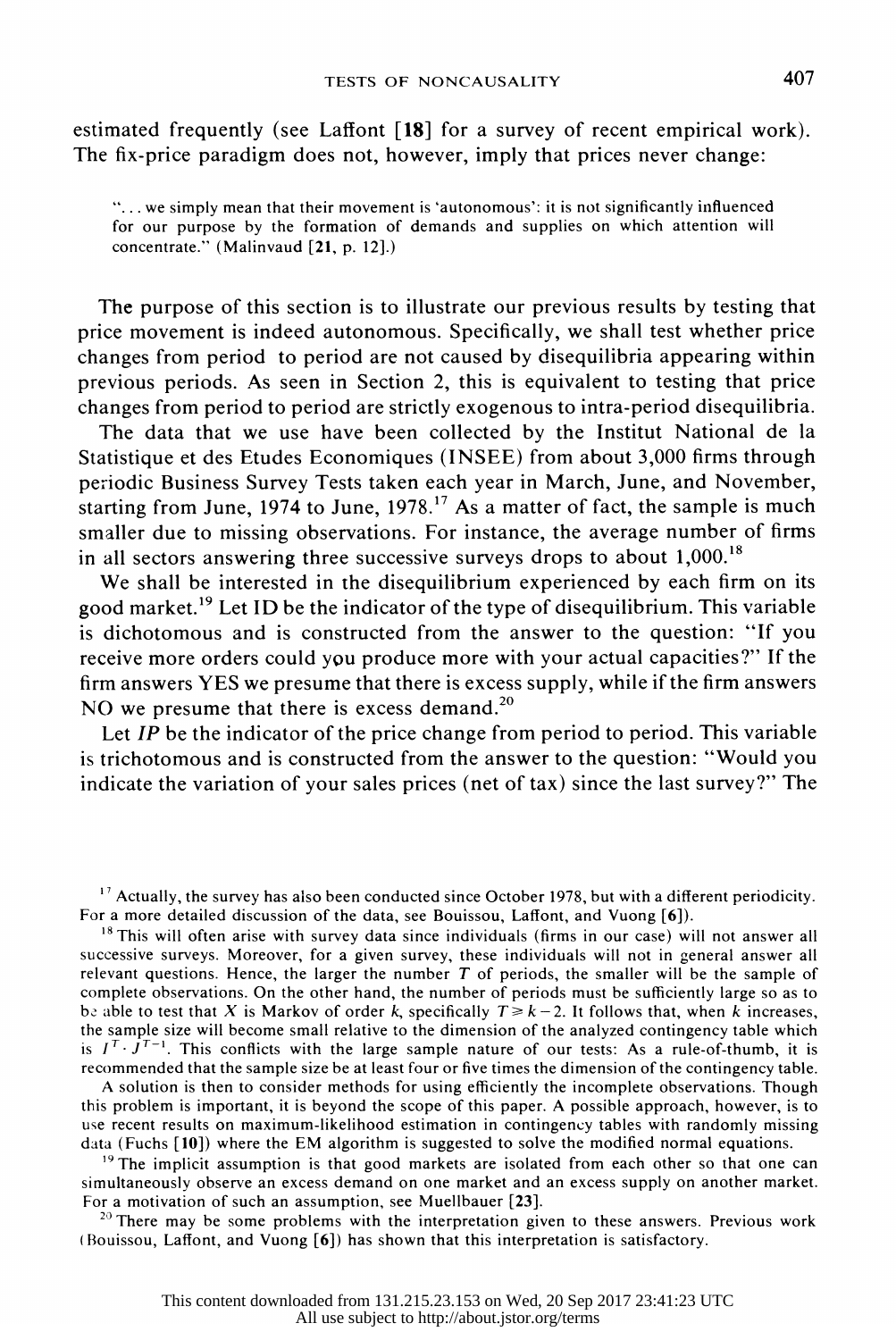estimated frequently (see Laffont [18] for a survey of recent empirical work). The fix-price paradigm does not, however, imply that prices never change:

> "... we simply mean that their movement is 'autonomous': it is not significantly influenced for our purpose by the formation of demands and supplies on which attention will concentrate." (Malinvaud [21, p. 12].)

The purpose of this section is to illustrate our previous results by testing that price movement is indeed autonomous. Specifically, we shall test whether price changes from period to period are not caused by disequilibria appearing within previous periods. As seen in Section 2, this is equivalent to testing that price changes from period to period are strictly exogenous to intra-period disequilibria.

The data that we use have been collected by the Institut National de la Statistique et des Etudes Economiques (INSEE) from about 3,000 firms through periodic Business Survey Tests taken each year in March, June, and November, starting from June, 1974 to June, 1978.[17] As a matter of fact, the sample is much smaller due to missing observations. For instance, the average number of firms in all sectors answering three successive surveys drops to about 1,000.[18]

We shall be interested in the disequilibrium experienced by each firm on its good market.[19] Let ID be the indicator of the type of disequilibrium. This variable is dichotomous and is constructed from the answer to the question: "If you receive more orders could you produce more with your actual capacities?" If the firm answers YES we presume that there is excess supply, while if the firm answers NO we presume that there is excess demand.[20]

Let *IP* be the indicator of the price change from period to period. This variable is trichotomous and is constructed from the answer to the question: "Would you indicate the variation of your sales prices (net of tax) since the last survey?" The

---

[17] Actually, the survey has also been conducted since October 1978, but with a different periodicity. For a more detailed discussion of the data, see Bouissou, Laffont, and Vuong [6]).

[18] This will often arise with survey data since individuals (firms in our case) will not answer all successive surveys. Moreover, for a given survey, these individuals will not in general answer all relevant questions. Hence, the larger the number $T$ of periods, the smaller will be the sample of complete observations. On the other hand, the number of periods must be sufficiently large so as to be able to test that $X$ is Markov of order $k$, specifically $T \geq k-2$. It follows that, when $k$ increases, the sample size will become small relative to the dimension of the analyzed contingency table which is $I^T \cdot J^{T-1}$. This conflicts with the large sample nature of our tests: As a rule-of-thumb, it is recommended that the sample size be at least four or five times the dimension of the contingency table.

A solution is then to consider methods for using efficiently the incomplete observations. Though this problem is important, it is beyond the scope of this paper. A possible approach, however, is to use recent results on maximum-likelihood estimation in contingency tables with randomly missing data (Fuchs [10]) where the EM algorithm is suggested to solve the modified normal equations.

[19] The implicit assumption is that good markets are isolated from each other so that one can simultaneously observe an excess demand on one market and an excess supply on another market. For a motivation of such an assumption, see Muellbauer [23].

[20] There may be some problems with the interpretation given to these answers. Previous work (Bouissou, Laffont, and Vuong [6]) has shown that this interpretation is satisfactory.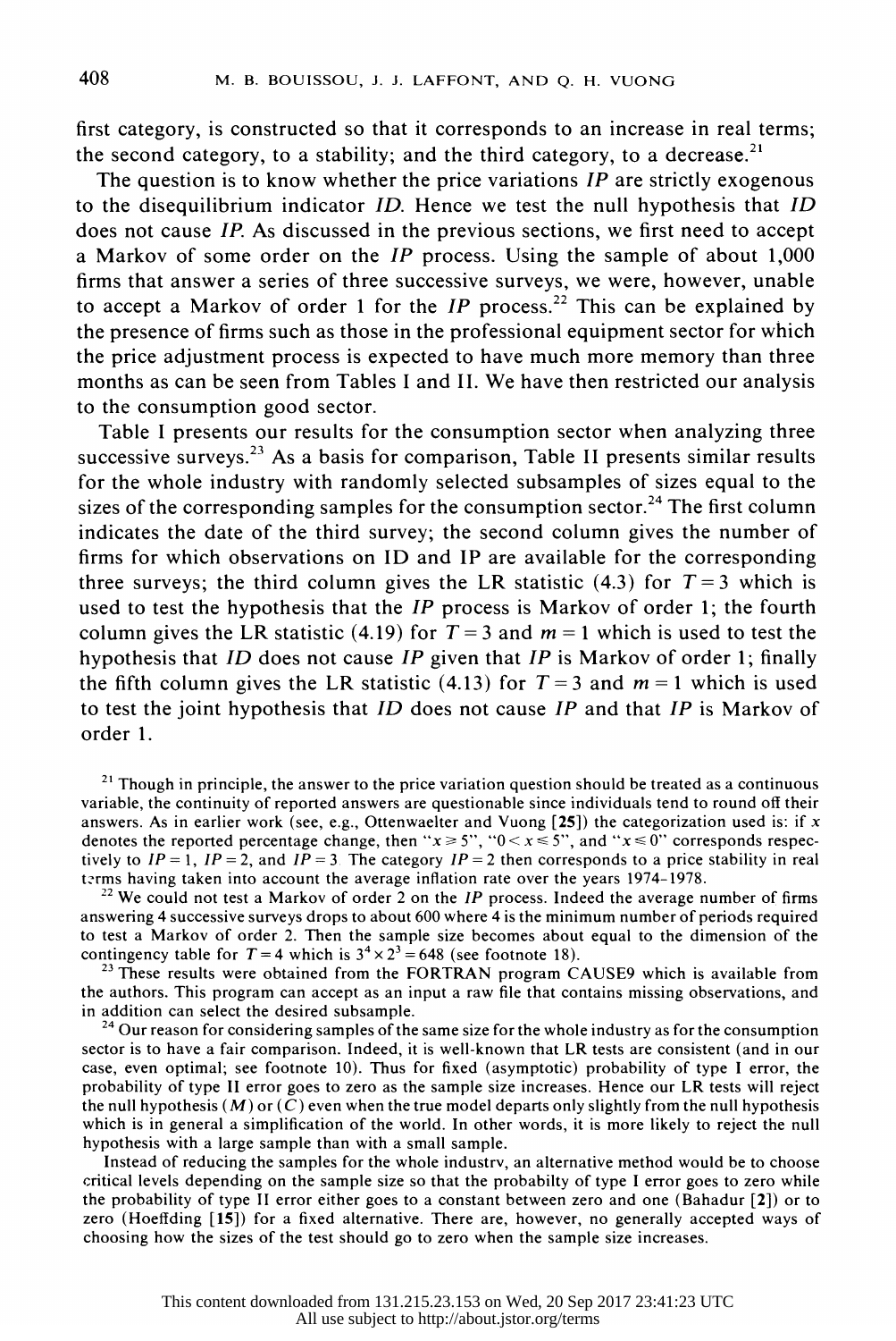first category, is constructed so that it corresponds to an increase in real terms; the second category, to a stability; and the third category, to a decrease.[21]

The question is to know whether the price variations $IP$ are strictly exogenous to the disequilibrium indicator $ID$. Hence we test the null hypothesis that $ID$ does not cause $IP$. As discussed in the previous sections, we first need to accept a Markov of some order on the $IP$ process. Using the sample of about 1,000 firms that answer a series of three successive surveys, we were, however, unable to accept a Markov of order 1 for the $IP$ process.[22] This can be explained by the presence of firms such as those in the professional equipment sector for which the price adjustment process is expected to have much more memory than three months as can be seen from Tables I and II. We have then restricted our analysis to the consumption good sector.

Table I presents our results for the consumption sector when analyzing three successive surveys.[23] As a basis for comparison, Table II presents similar results for the whole industry with randomly selected subsamples of sizes equal to the sizes of the corresponding samples for the consumption sector.[24] The first column indicates the date of the third survey; the second column gives the number of firms for which observations on ID and IP are available for the corresponding three surveys; the third column gives the LR statistic (4.3) for $T = 3$ which is used to test the hypothesis that the $IP$ process is Markov of order 1; the fourth column gives the LR statistic (4.19) for $T = 3$ and $m = 1$ which is used to test the hypothesis that $ID$ does not cause $IP$ given that $IP$ is Markov of order 1; finally the fifth column gives the LR statistic (4.13) for $T = 3$ and $m = 1$ which is used to test the joint hypothesis that $ID$ does not cause $IP$ and that $IP$ is Markov of order 1.

[21] Though in principle, the answer to the price variation question should be treated as a continuous variable, the continuity of reported answers are questionable since individuals tend to round off their answers. As in earlier work (see, e.g., Ottenwaelter and Vuong [**25**]) the categorization used is: if $x$ denotes the reported percentage change, then "$x \geq 5$", "$0 < x \leq 5$", and "$x \leq 0$" corresponds respectively to $IP = 1$, $IP = 2$, and $IP = 3$. The category $IP = 2$ then corresponds to a price stability in real terms having taken into account the average inflation rate over the years 1974–1978.

[22] We could not test a Markov of order 2 on the $IP$ process. Indeed the average number of firms answering 4 successive surveys drops to about 600 where 4 is the minimum number of periods required to test a Markov of order 2. Then the sample size becomes about equal to the dimension of the contingency table for $T = 4$ which is $3^4 \times 2^3 = 648$ (see footnote 18).

[23] These results were obtained from the FORTRAN program CAUSE9 which is available from the authors. This program can accept as an input a raw file that contains missing observations, and in addition can select the desired subsample.

[24] Our reason for considering samples of the same size for the whole industry as for the consumption sector is to have a fair comparison. Indeed, it is well-known that LR tests are consistent (and in our case, even optimal; see footnote 10). Thus for fixed (asymptotic) probability of type I error, the probability of type II error goes to zero as the sample size increases. Hence our LR tests will reject the null hypothesis ($M$) or ($C$) even when the true model departs only slightly from the null hypothesis which is in general a simplification of the world. In other words, it is more likely to reject the null hypothesis with a large sample than with a small sample.

Instead of reducing the samples for the whole industry, an alternative method would be to choose critical levels depending on the sample size so that the probabilty of type I error goes to zero while the probability of type II error either goes to a constant between zero and one (Bahadur [**2**]) or to zero (Hoeffding [**15**]) for a fixed alternative. There are, however, no generally accepted ways of choosing how the sizes of the test should go to zero when the sample size increases.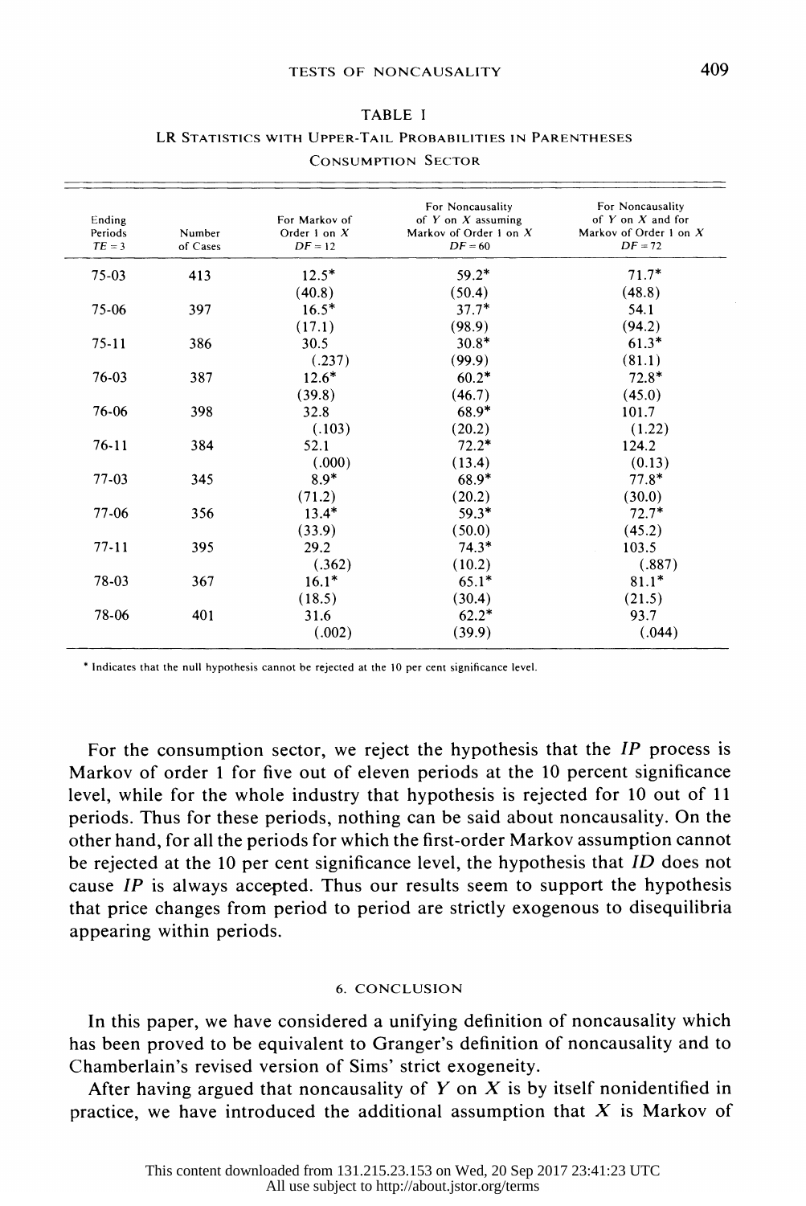TABLE I

LR STATISTICS WITH UPPER-TAIL PROBABILITIES IN PARENTHESES

CONSUMPTION SECTOR

| Ending Periods $TE = 3$ | Number of Cases | For Markov of Order 1 on $X$ $DF = 12$ | For Noncausality of $Y$ on $X$ assuming Markov of Order 1 on $X$ $DF = 60$ | For Noncausality of $Y$ on $X$ and for Markov of Order 1 on $X$ $DF = 72$ |
|---|---|---|---|---|
| 75-03 | 413 | 12.5* (40.8) | 59.2* (50.4) | 71.7* (48.8) |
| 75-06 | 397 | 16.5* (17.1) | 37.7* (98.9) | 54.1 (94.2) |
| 75-11 | 386 | 30.5 (.237) | 30.8* (99.9) | 61.3* (81.1) |
| 76-03 | 387 | 12.6* (39.8) | 60.2* (46.7) | 72.8* (45.0) |
| 76-06 | 398 | 32.8 (.103) | 68.9* (20.2) | 101.7 (1.22) |
| 76-11 | 384 | 52.1 (.000) | 72.2* (13.4) | 124.2 (0.13) |
| 77-03 | 345 | 8.9* (71.2) | 68.9* (20.2) | 77.8* (30.0) |
| 77-06 | 356 | 13.4* (33.9) | 59.3* (50.0) | 72.7* (45.2) |
| 77-11 | 395 | 29.2 (.362) | 74.3* (10.2) | 103.5 (.887) |
| 78-03 | 367 | 16.1* (18.5) | 65.1* (30.4) | 81.1* (21.5) |
| 78-06 | 401 | 31.6 (.002) | 62.2* (39.9) | 93.7 (.044) |

\* Indicates that the null hypothesis cannot be rejected at the 10 per cent significance level.

For the consumption sector, we reject the hypothesis that the *IP* process is Markov of order 1 for five out of eleven periods at the 10 percent significance level, while for the whole industry that hypothesis is rejected for 10 out of 11 periods. Thus for these periods, nothing can be said about noncausality. On the other hand, for all the periods for which the first-order Markov assumption cannot be rejected at the 10 per cent significance level, the hypothesis that *ID* does not cause *IP* is always accepted. Thus our results seem to support the hypothesis that price changes from period to period are strictly exogenous to disequilibria appearing within periods.

## 6. CONCLUSION

In this paper, we have considered a unifying definition of noncausality which has been proved to be equivalent to Granger's definition of noncausality and to Chamberlain's revised version of Sims' strict exogeneity.

After having argued that noncausality of $Y$ on $X$ is by itself nonidentified in practice, we have introduced the additional assumption that $X$ is Markov of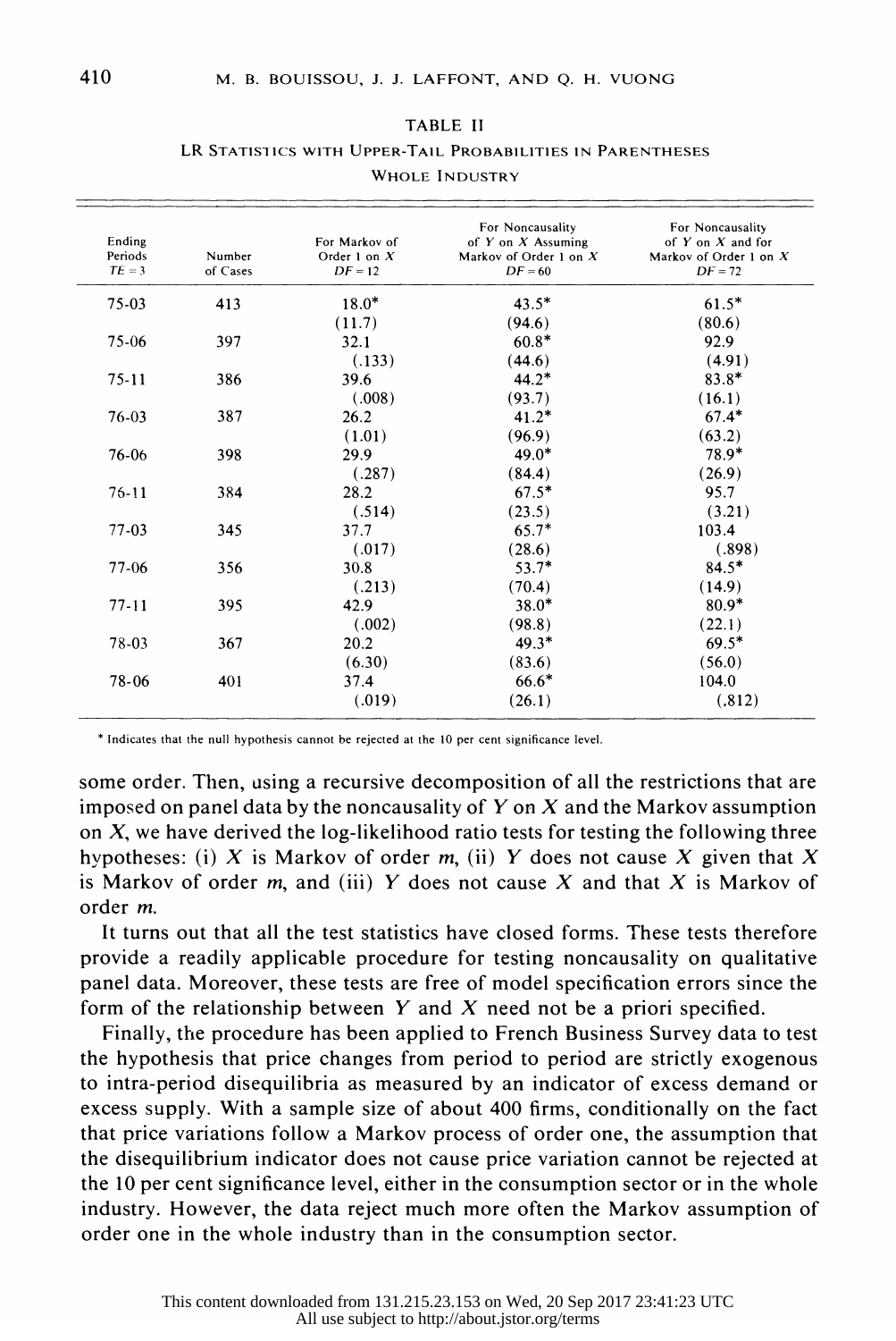TABLE II

LR STATISTICS WITH UPPER-TAIL PROBABILITIES IN PARENTHESES

WHOLE INDUSTRY

| Ending Periods $TE = 3$ | Number of Cases | For Markov of Order 1 on $X$ $DF = 12$ | For Noncausality of $Y$ on $X$ Assuming Markov of Order 1 on $X$ $DF = 60$ | For Noncausality of $Y$ on $X$ and for Markov of Order 1 on $X$ $DF = 72$ |
|---|---|---|---|---|
| 75-03 | 413 | 18.0* (11.7) | 43.5* (94.6) | 61.5* (80.6) |
| 75-06 | 397 | 32.1 (.133) | 60.8* (44.6) | 92.9 (4.91) |
| 75-11 | 386 | 39.6 (.008) | 44.2* (93.7) | 83.8* (16.1) |
| 76-03 | 387 | 26.2 (1.01) | 41.2* (96.9) | 67.4* (63.2) |
| 76-06 | 398 | 29.9 (.287) | 49.0* (84.4) | 78.9* (26.9) |
| 76-11 | 384 | 28.2 (.514) | 67.5* (23.5) | 95.7 (3.21) |
| 77-03 | 345 | 37.7 (.017) | 65.7* (28.6) | 103.4 (.898) |
| 77-06 | 356 | 30.8 (.213) | 53.7* (70.4) | 84.5* (14.9) |
| 77-11 | 395 | 42.9 (.002) | 38.0* (98.8) | 80.9* (22.1) |
| 78-03 | 367 | 20.2 (6.30) | 49.3* (83.6) | 69.5* (56.0) |
| 78-06 | 401 | 37.4 (.019) | 66.6* (26.1) | 104.0 (.812) |

\* Indicates that the null hypothesis cannot be rejected at the 10 per cent significance level.

some order. Then, using a recursive decomposition of all the restrictions that are imposed on panel data by the noncausality of $Y$ on $X$ and the Markov assumption on $X$, we have derived the log-likelihood ratio tests for testing the following three hypotheses: (i) $X$ is Markov of order $m$, (ii) $Y$ does not cause $X$ given that $X$ is Markov of order $m$, and (iii) $Y$ does not cause $X$ and that $X$ is Markov of order $m$.

It turns out that all the test statistics have closed forms. These tests therefore provide a readily applicable procedure for testing noncausality on qualitative panel data. Moreover, these tests are free of model specification errors since the form of the relationship between $Y$ and $X$ need not be a priori specified.

Finally, the procedure has been applied to French Business Survey data to test the hypothesis that price changes from period to period are strictly exogenous to intra-period disequilibria as measured by an indicator of excess demand or excess supply. With a sample size of about 400 firms, conditionally on the fact that price variations follow a Markov process of order one, the assumption that the disequilibrium indicator does not cause price variation cannot be rejected at the 10 per cent significance level, either in the consumption sector or in the whole industry. However, the data reject much more often the Markov assumption of order one in the whole industry than in the consumption sector.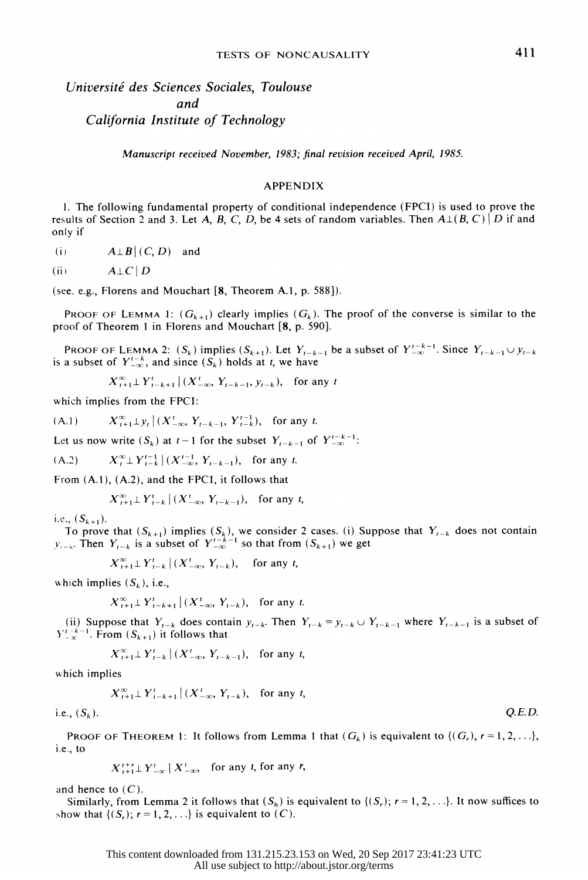*Université des Sciences Sociales, Toulouse*
*and*
*California Institute of Technology*

*Manuscript received November, 1983; final revision received April, 1985.*

## APPENDIX

1. The following fundamental property of conditional independence (FPCI) is used to prove the results of Section 2 and 3. Let $A$, $B$, $C$, $D$, be 4 sets of random variables. Then $A \perp (B, C) \mid D$ if and only if

(i) $\quad A \perp B \mid (C, D)$ and

(ii) $\quad A \perp C \mid D$

(see, e.g., Florens and Mouchart [8, Theorem A.1, p. 588]).

Proof of Lemma 1: $(G_{k+1})$ clearly implies $(G_k)$. The proof of the converse is similar to the proof of Theorem 1 in Florens and Mouchart [8, p. 590].

Proof of Lemma 2: $(S_k)$ implies $(S_{k+1})$. Let $Y_{t-k-1}$ be a subset of $Y_{-\infty}^{t-k-1}$. Since $Y_{t-k-1} \cup y_{t-k}$ is a subset of $Y_{-\infty}^{t-k}$, and since $(S_k)$ holds at $t$, we have

$$X_{t+1}^{\infty} \perp Y_{t-k+1}^{t} \mid (X_{-\infty}^{t}, Y_{t-k-1}, y_{t-k}), \quad \text{for any } t$$

which implies from the FPCI:

$$\text{(A.1)} \qquad X_{t+1}^{\infty} \perp y_t \mid (X_{-\infty}^{t}, Y_{t-k-1}, Y_{t-k}^{t-1}), \quad \text{for any } t.$$

Let us now write $(S_k)$ at $t-1$ for the subset $Y_{t-k-1}$ of $Y_{-\infty}^{t-k-1}$:

$$\text{(A.2)} \qquad X_{t}^{\infty} \perp Y_{t-k}^{t-1} \mid (X_{-\infty}^{t-1}, Y_{t-k-1}), \quad \text{for any } t.$$

From (A.1), (A.2), and the FPCI, it follows that

$$X_{t+1}^{\infty} \perp Y_{t-k}^{t} \mid (X_{-\infty}^{t}, Y_{t-k-1}), \quad \text{for any } t,$$

i.e., $(S_{k+1})$.

To prove that $(S_{k+1})$ implies $(S_k)$, we consider 2 cases. (i) Suppose that $Y_{t-k}$ does not contain $y_{t-k}$. Then $Y_{t-k}$ is a subset of $Y_{-\infty}^{t-k-1}$ so that from $(S_{k+1})$ we get

$$X_{t+1}^{\infty} \perp Y_{t-k}^{t} \mid (X_{-\infty}^{t}, Y_{t-k}), \quad \text{for any } t,$$

which implies $(S_k)$, i.e.,

$$X_{t+1}^{\infty} \perp Y_{t-k+1}^{t} \mid (X_{-\infty}^{t}, Y_{t-k}), \quad \text{for any } t.$$

(ii) Suppose that $Y_{t-k}$ does contain $y_{t-k}$. Then $Y_{t-k} = y_{t-k} \cup Y_{t-k-1}$ where $Y_{t-k-1}$ is a subset of $Y_{-\infty}^{t-k-1}$. From $(S_{k+1})$ it follows that

$$X_{t+1}^{\infty} \perp Y_{t-k}^{t} \mid (X_{-\infty}^{t}, Y_{t-k-1}), \quad \text{for any } t,$$

which implies

$$X_{t+1}^{\infty} \perp Y_{t-k+1}^{t} \mid (X_{-\infty}^{t}, Y_{t-k}), \quad \text{for any } t,$$

i.e., $(S_k)$. *Q.E.D.*

Proof of Theorem 1: It follows from Lemma 1 that $(G_k)$ is equivalent to $\{(G_r), r = 1, 2, \ldots\}$, i.e., to

$$X_{t+1}^{t+r} \perp Y_{-\infty}^{t} \mid X_{-\infty}^{t}, \quad \text{for any } t, \text{ for any } r,$$

and hence to $(C)$.

Similarly, from Lemma 2 it follows that $(S_h)$ is equivalent to $\{(S_r); r = 1, 2, \ldots\}$. It now suffices to show that $\{(S_r); r = 1, 2, \ldots\}$ is equivalent to $(C)$.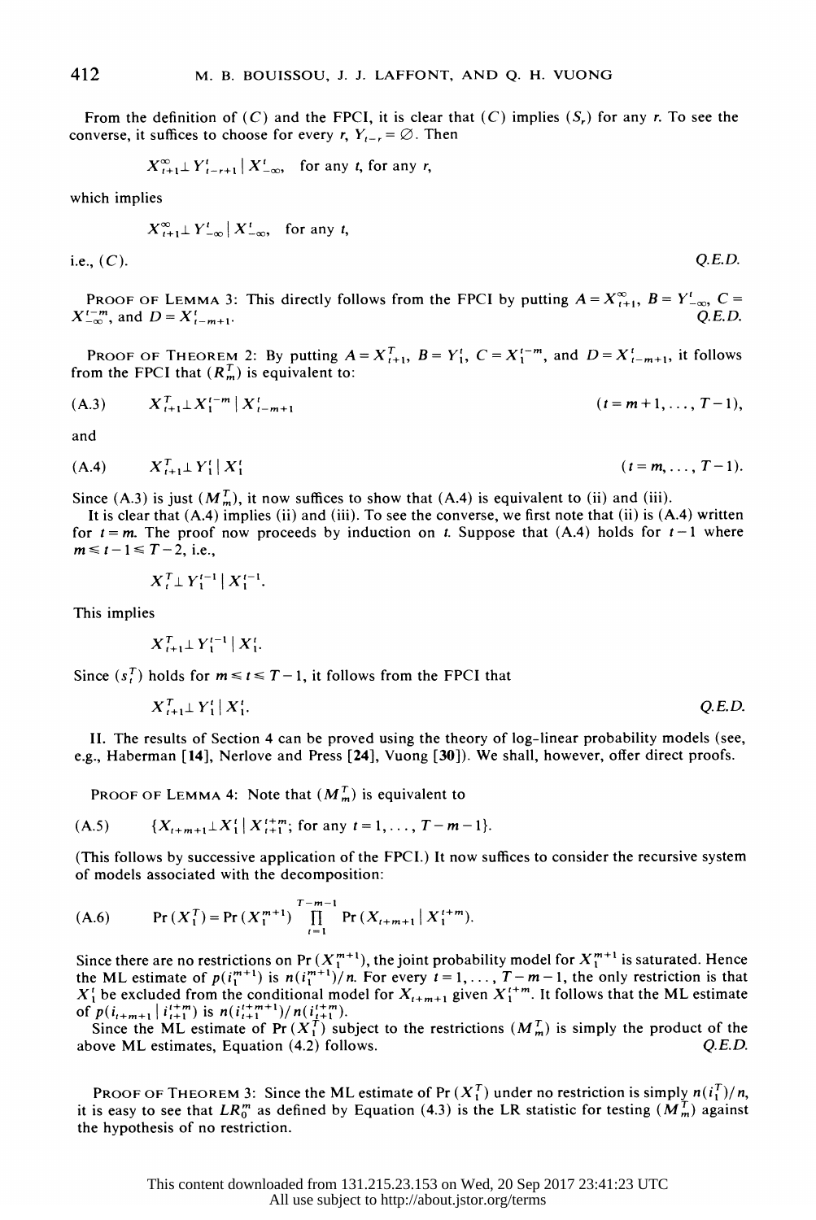From the definition of $(C)$ and the FPCI, it is clear that $(C)$ implies $(S_r)$ for any $r$. To see the converse, it suffices to choose for every $r$, $Y_{t-r} = \varnothing$. Then

$$X_{t+1}^{\infty} \perp Y_{t-r+1}^{t} \mid X_{-\infty}^{t}, \quad \text{for any } t, \text{ for any } r,$$

which implies

$$X_{t+1}^{\infty} \perp Y_{-\infty}^{t} \mid X_{-\infty}^{t}, \quad \text{for any } t,$$

i.e., $(C)$. *Q.E.D.*

PROOF OF LEMMA 3: This directly follows from the FPCI by putting $A = X_{t+1}^{\infty}$, $B = Y_{-\infty}^{t}$, $C = X_{-\infty}^{t-m}$, and $D = X_{t-m+1}^{t}$. *Q.E.D.*

PROOF OF THEOREM 2: By putting $A = X_{t+1}^{T}$, $B = Y_{1}^{t}$, $C = X_{1}^{t-m}$, and $D = X_{t-m+1}^{t}$, it follows from the FPCI that $(R_m^T)$ is equivalent to:

$$\text{(A.3)} \qquad X_{t+1}^{T} \perp X_{1}^{t-m} \mid X_{t-m+1}^{t} \qquad (t = m+1, \ldots, T-1),$$

and

$$\text{(A.4)} \qquad X_{t+1}^{T} \perp Y_{1}^{t} \mid X_{1}^{t} \qquad (t = m, \ldots, T-1).$$

Since (A.3) is just $(M_m^T)$, it now suffices to show that (A.4) is equivalent to (ii) and (iii).

It is clear that (A.4) implies (ii) and (iii). To see the converse, we first note that (ii) is (A.4) written for $t = m$. The proof now proceeds by induction on $t$. Suppose that (A.4) holds for $t-1$ where $m \leq t-1 \leq T-2$, i.e.,

$$X_{t}^{T} \perp Y_{1}^{t-1} \mid X_{1}^{t-1}.$$

This implies

$$X_{t+1}^{T} \perp Y_{1}^{t-1} \mid X_{1}^{t}.$$

Since $(s_t^T)$ holds for $m \leq t \leq T-1$, it follows from the FPCI that

$$X_{t+1}^{T} \perp Y_{1}^{t} \mid X_{1}^{t}. \qquad \textit{Q.E.D.}$$

II. The results of Section 4 can be proved using the theory of log-linear probability models (see, e.g., Haberman [14], Nerlove and Press [24], Vuong [30]). We shall, however, offer direct proofs.

PROOF OF LEMMA 4: Note that $(M_m^T)$ is equivalent to

$$\text{(A.5)} \qquad \{X_{t+m+1} \perp X_{1}^{t} \mid X_{t+1}^{t+m}; \text{ for any } t = 1, \ldots, T-m-1\}.$$

(This follows by successive application of the FPCI.) It now suffices to consider the recursive system of models associated with the decomposition:

$$\text{(A.6)} \qquad \Pr(X_1^T) = \Pr(X_1^{m+1}) \prod_{t=1}^{T-m-1} \Pr(X_{t+m+1} \mid X_1^{t+m}).$$

Since there are no restrictions on $\Pr(X_1^{m+1})$, the joint probability model for $X_1^{m+1}$ is saturated. Hence the ML estimate of $p(i_1^{m+1})$ is $n(i_1^{m+1})/n$. For every $t = 1, \ldots, T-m-1$, the only restriction is that $X_1^t$ be excluded from the conditional model for $X_{t+m+1}$ given $X_1^{t+m}$. It follows that the ML estimate of $p(i_{t+m+1} \mid i_{t+1}^{t+m})$ is $n(i_{t+1}^{t+m+1})/n(i_{t+1}^{t+m})$.

Since the ML estimate of $\Pr(X_1^T)$ subject to the restrictions $(M_m^T)$ is simply the product of the above ML estimates, Equation (4.2) follows. *Q.E.D.*

PROOF OF THEOREM 3: Since the ML estimate of $\Pr(X_1^T)$ under no restriction is simply $n(i_1^T)/n$, it is easy to see that $LR_0^m$ as defined by Equation (4.3) is the LR statistic for testing $(M_m^T)$ against the hypothesis of no restriction.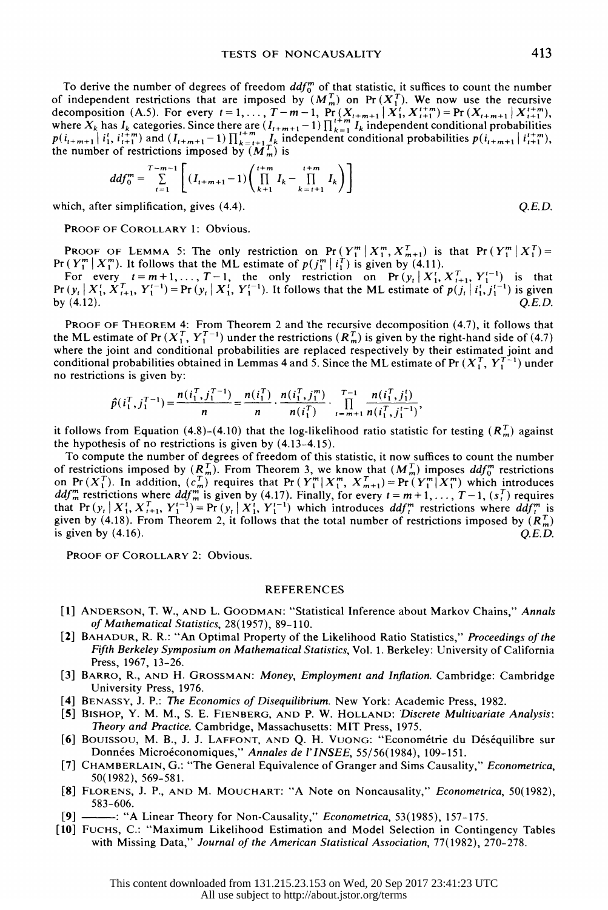To derive the number of degrees of freedom $ddf_0^m$ of that statistic, it suffices to count the number of independent restrictions that are imposed by $(M_m^T)$ on $\Pr(X_1^T)$. We now use the recursive decomposition (A.5). For every $t = 1, \ldots, T-m-1$, $\Pr(X_{t+m+1} \mid X_1^t, X_{t+1}^{t+m}) = \Pr(X_{t+m+1} \mid X_{t+1}^{t+m})$, where $X_k$ has $I_k$ categories. Since there are $(I_{t+m+1}-1)\prod_{k=1}^{t+m} I_k$ independent conditional probabilities $p(i_{t+m+1} \mid i_1^t, i_{t+1}^{t+m})$ and $(I_{t+m+1}-1)\prod_{k=t+1}^{t+m} I_k$ independent conditional probabilities $p(i_{t+m+1} \mid i_{t+1}^{t+m})$, the number of restrictions imposed by $(M_m^T)$ is

$$ddf_0^m = \sum_{t=1}^{T-m-1}\left[(I_{t+m+1}-1)\left(\prod_{k+1}^{t+m} I_k - \prod_{k=t+1}^{t+m} I_k\right)\right]$$

which, after simplification, gives (4.4). *Q.E.D.*

Proof of Corollary 1: Obvious.

Proof of Lemma 5: The only restriction on $\Pr(Y_1^m \mid X_1^m, X_{m+1}^T)$ is that $\Pr(Y_1^m \mid X_1^T) = \Pr(Y_1^m \mid X_1^m)$. It follows that the ML estimate of $p(j_1^m \mid i_1^T)$ is given by (4.11).

For every $t = m+1, \ldots, T-1$, the only restriction on $\Pr(y_t \mid X_1^t, X_{t+1}^T, Y_1^{t-1})$ is that $\Pr(y_t \mid X_1^t, X_{t+1}^T, Y_1^{t-1}) = \Pr(y_t \mid X_1^t, Y_1^{t-1})$. It follows that the ML estimate of $p(j_t \mid i_1^t, j_1^{t-1})$ is given by (4.12). *Q.E.D.*

Proof of Theorem 4: From Theorem 2 and the recursive decomposition (4.7), it follows that the ML estimate of $\Pr(X_1^T, Y_1^{T-1})$ under the restrictions $(R_m^T)$ is given by the right-hand side of (4.7) where the joint and conditional probabilities are replaced respectively by their estimated joint and conditional probabilities obtained in Lemmas 4 and 5. Since the ML estimate of $\Pr(X_1^T, Y_1^{T-1})$ under no restrictions is given by:

$$\hat{p}(i_1^T, j_1^{T-1}) = \frac{n(i_1^T, j_1^{T-1})}{n} = \frac{n(i_1^T)}{n} \cdot \frac{n(i_1^T, j_1^m)}{n(i_1^T)} \cdot \prod_{t=m+1}^{T-1} \frac{n(i_1^T, j_1^t)}{n(i_1^T, j_1^{t-1})},$$

it follows from Equation (4.8)–(4.10) that the log-likelihood ratio statistic for testing $(R_m^T)$ against the hypothesis of no restrictions is given by (4.13–4.15).

To compute the number of degrees of freedom of this statistic, it now suffices to count the number of restrictions imposed by $(R_m^T)$. From Theorem 3, we know that $(M_m^T)$ imposes $ddf_0^m$ restrictions on $\Pr(X_1^T)$. In addition, $(c_m^T)$ requires that $\Pr(Y_1^m \mid X_1^m, X_{m+1}^T) = \Pr(Y_1^m \mid X_1^m)$ which introduces $ddf_m^m$ restrictions where $ddf_m^m$ is given by (4.17). Finally, for every $t = m+1, \ldots, T-1$, $(s_t^T)$ requires that $\Pr(y_t \mid X_1^t, X_{t+1}^T, Y_1^{t-1}) = \Pr(y_t \mid X_1^t, Y_1^{t-1})$ which introduces $ddf_t^m$ restrictions where $ddf_t^m$ is given by (4.18). From Theorem 2, it follows that the total number of restrictions imposed by $(R_m^T)$ is given by (4.16). *Q.E.D.*

Proof of Corollary 2: Obvious.

## REFERENCES

[1] Anderson, T. W., and L. Goodman: "Statistical Inference about Markov Chains," *Annals of Mathematical Statistics*, 28(1957), 89–110.

[2] Bahadur, R. R.: "An Optimal Property of the Likelihood Ratio Statistics," *Proceedings of the Fifth Berkeley Symposium on Mathematical Statistics*, Vol. 1. Berkeley: University of California Press, 1967, 13–26.

[3] Barro, R., and H. Grossman: *Money, Employment and Inflation.* Cambridge: Cambridge University Press, 1976.

[4] Benassy, J. P.: *The Economics of Disequilibrium.* New York: Academic Press, 1982.

[5] Bishop, Y. M. M., S. E. Fienberg, and P. W. Holland: *Discrete Multivariate Analysis: Theory and Practice.* Cambridge, Massachusetts: MIT Press, 1975.

[6] Bouissou, M. B., J. J. Laffont, and Q. H. Vuong: "Econométrie du Déséquilibre sur Données Microéconomiques," *Annales de l'INSEE*, 55/56(1984), 109–151.

[7] Chamberlain, G.: "The General Equivalence of Granger and Sims Causality," *Econometrica*, 50(1982), 569–581.

[8] Florens, J. P., and M. Mouchart: "A Note on Noncausality," *Econometrica*, 50(1982), 583–606.

[9] ———: "A Linear Theory for Non-Causality," *Econometrica*, 53(1985), 157–175.

[10] Fuchs, C.: "Maximum Likelihood Estimation and Model Selection in Contingency Tables with Missing Data," *Journal of the American Statistical Association*, 77(1982), 270–278.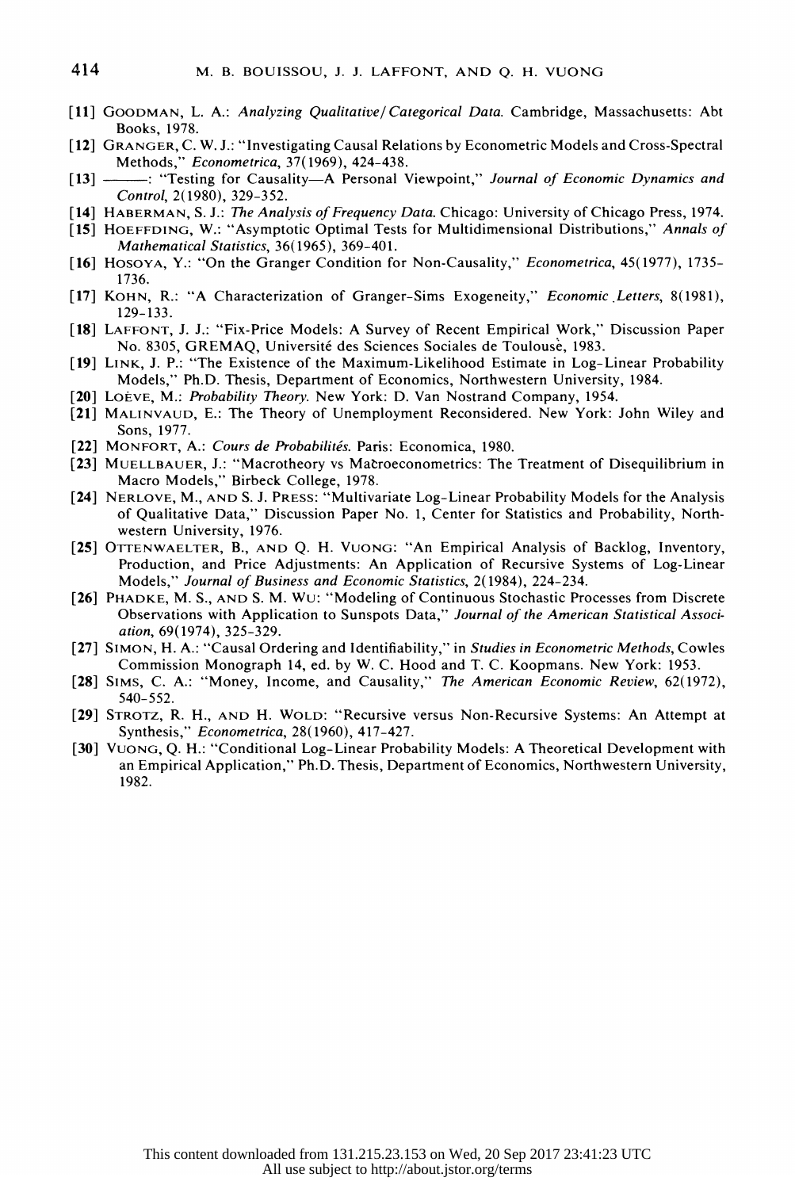[11] GOODMAN, L. A.: *Analyzing Qualitative/Categorical Data.* Cambridge, Massachusetts: Abt Books, 1978.

[12] GRANGER, C. W. J.: "Investigating Causal Relations by Econometric Models and Cross-Spectral Methods," *Econometrica*, 37(1969), 424–438.

[13] ———: "Testing for Causality—A Personal Viewpoint," *Journal of Economic Dynamics and Control*, 2(1980), 329–352.

[14] HABERMAN, S. J.: *The Analysis of Frequency Data.* Chicago: University of Chicago Press, 1974.

[15] HOEFFDING, W.: "Asymptotic Optimal Tests for Multidimensional Distributions," *Annals of Mathematical Statistics*, 36(1965), 369–401.

[16] HOSOYA, Y.: "On the Granger Condition for Non-Causality," *Econometrica*, 45(1977), 1735–1736.

[17] KOHN, R.: "A Characterization of Granger-Sims Exogeneity," *Economic Letters*, 8(1981), 129–133.

[18] LAFFONT, J. J.: "Fix-Price Models: A Survey of Recent Empirical Work," Discussion Paper No. 8305, GREMAQ, Université des Sciences Sociales de Toulouse, 1983.

[19] LINK, J. P.: "The Existence of the Maximum-Likelihood Estimate in Log-Linear Probability Models," Ph.D. Thesis, Department of Economics, Northwestern University, 1984.

[20] LOÈVE, M.: *Probability Theory.* New York: D. Van Nostrand Company, 1954.

[21] MALINVAUD, E.: The Theory of Unemployment Reconsidered. New York: John Wiley and Sons, 1977.

[22] MONFORT, A.: *Cours de Probabilités.* Paris: Economica, 1980.

[23] MUELLBAUER, J.: "Macrotheory vs Macroeconometrics: The Treatment of Disequilibrium in Macro Models," Birbeck College, 1978.

[24] NERLOVE, M., AND S. J. PRESS: "Multivariate Log-Linear Probability Models for the Analysis of Qualitative Data," Discussion Paper No. 1, Center for Statistics and Probability, Northwestern University, 1976.

[25] OTTENWAELTER, B., AND Q. H. VUONG: "An Empirical Analysis of Backlog, Inventory, Production, and Price Adjustments: An Application of Recursive Systems of Log-Linear Models," *Journal of Business and Economic Statistics*, 2(1984), 224–234.

[26] PHADKE, M. S., AND S. M. WU: "Modeling of Continuous Stochastic Processes from Discrete Observations with Application to Sunspots Data," *Journal of the American Statistical Association*, 69(1974), 325–329.

[27] SIMON, H. A.: "Causal Ordering and Identifiability," in *Studies in Econometric Methods*, Cowles Commission Monograph 14, ed. by W. C. Hood and T. C. Koopmans. New York: 1953.

[28] SIMS, C. A.: "Money, Income, and Causality," *The American Economic Review*, 62(1972), 540–552.

[29] STROTZ, R. H., AND H. WOLD: "Recursive versus Non-Recursive Systems: An Attempt at Synthesis," *Econometrica*, 28(1960), 417–427.

[30] VUONG, Q. H.: "Conditional Log-Linear Probability Models: A Theoretical Development with an Empirical Application," Ph.D. Thesis, Department of Economics, Northwestern University, 1982.